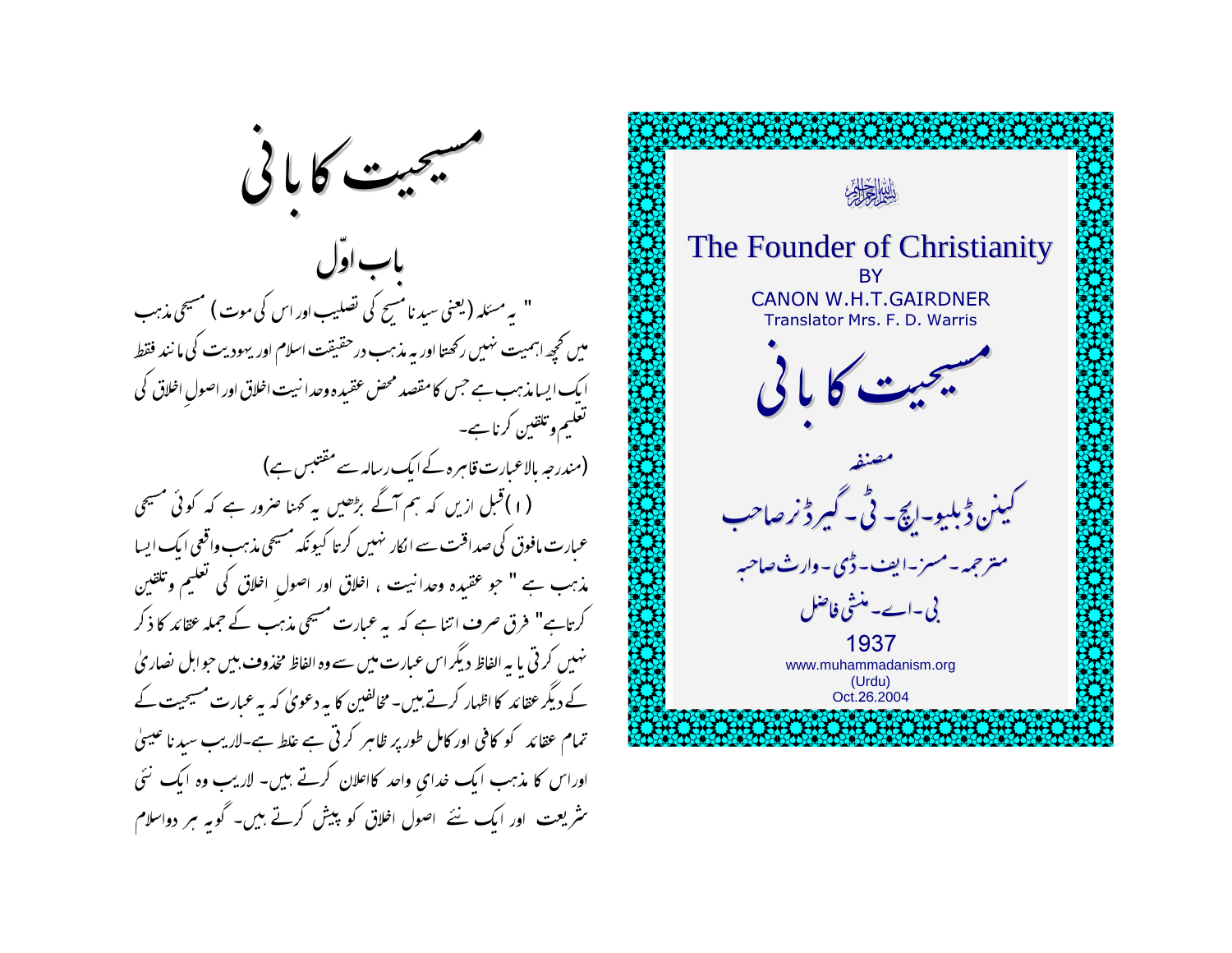بسم اللہ الرحمن الرحیم

# The Founder of Christianity

BY

CANON W.H.T.GAIRDNER

Translator Mrs. F. D. Warris

# مسیحیت کا بانی

مصنفہ

کینن ڈبلیو۔ایچ۔ ٹی۔ گیرڈنر صاحب

مترجمہ۔مسز۔ایف۔ڈی۔وارث صاحبہ

بی۔اے۔منشی فاضل

1937

www.muhammadanism.org

(Urdu)

Oct.26.2004

# مسیحیت کا بانی

## باب اوّل

" یہ مسئلہ (یعنی سیدنا مسیح کی تصلیب اور اس کی موت ) مسیحی مذہب میں کچھ اہمیت نہیں رکھتا اور یہ مذہب درحقیقت اسلام اور یہودیت کی مانند فقط ایک ایسا مذہب ہے جس کا مقصد محض عقیدہ وحدانیت اخلاق اور اصولِ اخلاق کی تعلیم وتلقین کرنا ہے۔

(مندرجہ بالاعبارت قاہرہ کے ایک رسالہ سے مقتبس ہے)

(۱)قبل ازیں کہ ہم آگے بڑھیں یہ کہنا ضرور ہے کہ کوئی مسیحی عبارت مافوق کی صداقت سے انکار نہیں کرتا کیونکہ مسیحی مذہب واقعی ایک ایسا مذہب ہے " جو عقیدہ وحدانیت ، اخلاق اور اصولِ اخلاق کی تعلیم وتلقین کرتاہے" فرق صرف اتنا ہے کہ یہ عبارت مسیحی مذہب کے جملہ عقائد کا ذکر نہیں کرتی یا یہ الفاظ دیگر اس عبارت میں سے وہ الفاظ محذوف ہیں جو اہل نصاریٰ کے دیگر عقائد کا اظہار کرتے ہیں۔ مخالفین کا یہ دعویٰ کہ یہ عبارت مسیحیت کے تمام عقائد کو کافی اور کامل طورپر ظاہر کرتی ہے غلط ہے۔لاریب سیدنا عیسیٰ اوراس کا مذہب ایک خدای واحد کااعلان کرتے ہیں۔ لاریب وہ ایک نئی شریعت اور ایک نئے اصول اخلاق کو پیش کرتے ہیں۔ گویہ ہر دواسلام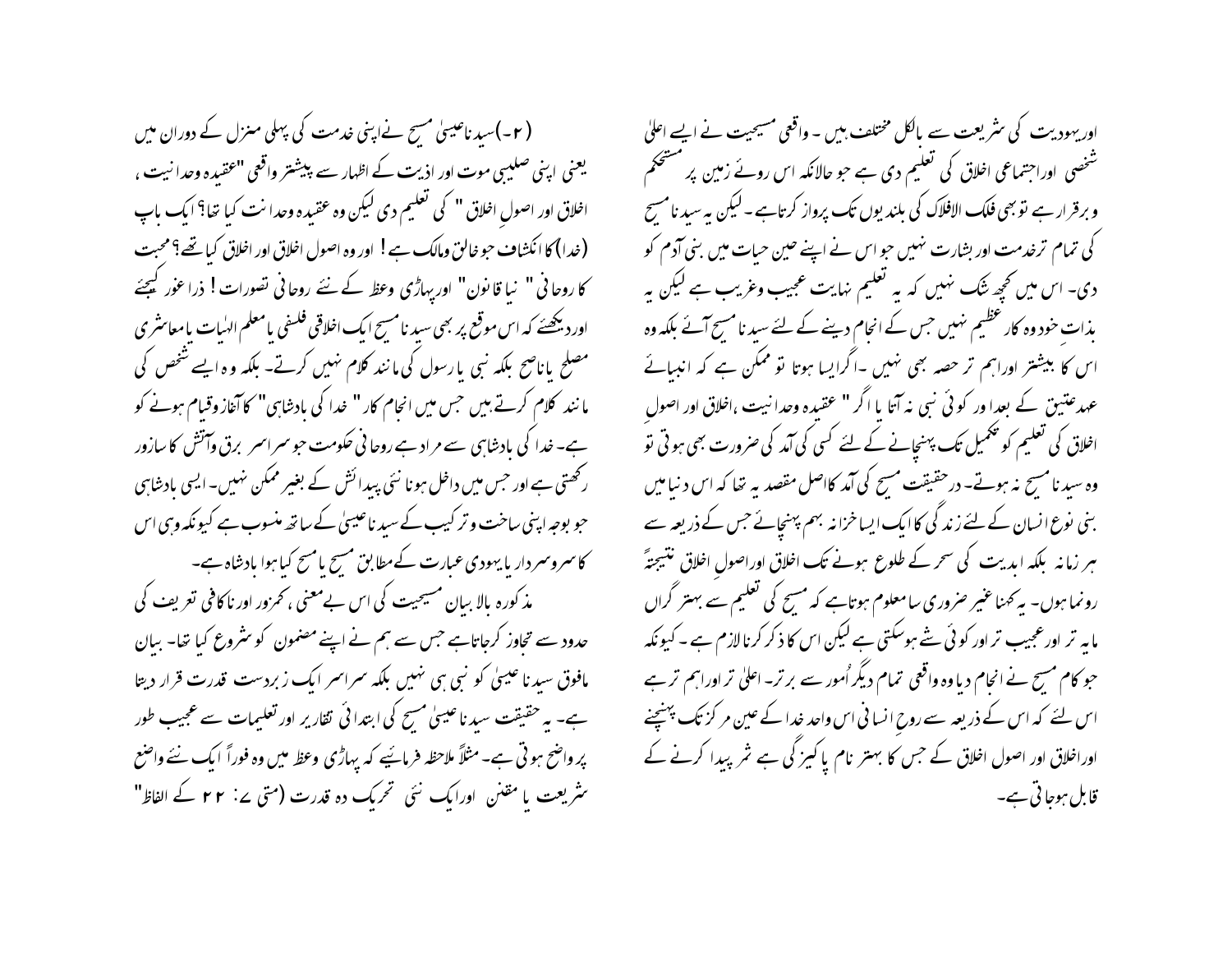اوریہودیت کی شریعت سے بالکل مختلف ہیں ۔ واقعی مسیحیت نے ایسے اعلیٰ شخصی اوراجتماعی اخلاق کی تعلیم دی ہے جو حالانکہ اس روئے زمین پر مستحکم وبرقرار ہے تو بھی فلک الافلاک کی بلندیوں تک پرواز کرتاہے ۔ لیکن یہ سیدنا مسیح کی تمام ترخدمت اور بشارت نہیں جو اس نے اپنے عین حیات میں بنی آدم کو دی۔ اس میں کچھ شک نہیں کہ یہ تعلیم نہایت عجیب وغریب ہے لیکن یہ بذاتِ خود وہ کار عظیم نہیں جس کے انجام دینے کے لئے سیدنا مسیح آئے بلکہ وہ اس کا بیشتر اوراہم تر حصہ بھی نہیں ۔اگرایسا ہوتا تو ممکن ہے کہ انبیائے عہدعتیق کے بعدا ور کوئی نبی نہ آتا یا اگر " عقیدہ وحدانیت ،اخلاق اور اصولِ اخلاق کی تعلیم کو تکمیل تک پہنچانے کے لئے کسی کی آمد کی ضرورت بھی ہوتی تو وہ سیدنا مسیح نہ ہوتے۔ درحقیقت مسیح کی آمد کااصل مقصد یہ تھا کہ اس دنیا میں بنی نوع انسان کے لئے زندگی کا ایک ایسا خزانہ بہم پہنچائے جس کے ذریعہ سے ہر زمانہ بلکہ ابدیت کی سحر کے طلوع ہونے تک اخلاق اوراصولِ اخلاق نتیجتہً رونما ہوں۔ یہ کہنا غیر ضروری سامعلوم ہوتاہے کہ مسیح کی تعلیم سے بہتر گراں مایہ تر اور عجیب تر اور کوئی شے ہوسکتی ہے لیکن اس کا ذکر کرنا لازم ہے ۔ کیونکہ جو کام مسیح نے انجام دیا وہ واقعی تمام دیگر اُمور سے برتر۔ اعلیٰ تر اوراہم تر ہے اس لئے کہ اس کے ذریعہ سے روح انسانی اس واحد خدا کے عین مرکز تک پہنچنے اوراخلاق اور اصول اخلاق کے جس کا بہتر نام پاکیزگی ہے ثمر پیدا کرنے کے قابل ہوجاتی ہے۔

(۲۔)سیدنا عیسیٰ مسیح نے اپنی خدمت کی پہلی منزل کے دوران میں یعنی اپنی صلیبی موت اور اذیت کے اظہار سے پیشتر واقعی "عقیدہ وحدانیت ، اخلاق اور اصولِ اخلاق " کی تعلیم دی لیکن وہ عقیدہ وحدانت کیا تھا؟ ایک باپ (خدا) کا انکشاف جو خالق ومالک ہے ! اور وہ اصول اخلاق اور اخلاق کیا تھے؟ محبت کا روحانی " نیا قانون" اورپہاڑی وعظ کے نئے روحانی تصورات ! ذرا غور کیجئے اور دیکھئے کہ اس موقع پر بھی سیدنا مسیح ایک اخلاقی فلسفی یا معلم الہٰیات یا معاشری مصلح یا ناصح بلکہ نبی یا رسول کی مانند کلام نہیں کرتے۔ بلکہ وہ ایسے شخص کی مانند کلام کرتے ہیں جس میں انجام کار" خدا کی بادشاہی" کا آغاز وقیام ہونے کو ہے۔ خدا کی بادشاہی سے مراد ہے روحانی حکومت جو سراسر برق وآتش کا سازور رکھتی ہے اور جس میں داخل ہونا نئی پیدائش کے بغیر ممکن نہیں۔ ایسی بادشاہی جو بوجہ اپنی ساخت وترکیب کے سیدنا عیسیٰ کے ساتھ منسوب ہے کیونکہ وہی اس کا سروسردار یا یہودی عبارت کے مطابق مسیح یا مسح کیا ہوا بادشاہ ہے۔

مذکورہ بالا بیان مسیحیت کی اس بے معنی ، کمزور اور ناکافی تعریف کی حدود سے تجاوز کرجاتاہے جس سے ہم نے اپنے مضمون کو شروع کیا تھا۔ بیان مافوق سیدنا عیسیٰ کو نبی ہی نہیں بلکہ سراسر ایک زبردست قدرت قرار دیتا ہے۔ یہ حقیقت سیدنا عیسیٰ مسیح کی ابتدائی تقاریر اور تعلیمات سے عجیب طور پر واضح ہوتی ہے۔ مثلاً ملاحظہ فرمائیے کہ پہاڑی وعظ میں وہ فوراً ایک نئے واضع شریعت یا مقنن اورایک نئی تحریک دہ قدرت (متی ۷: ۲۲ کے الفاظ"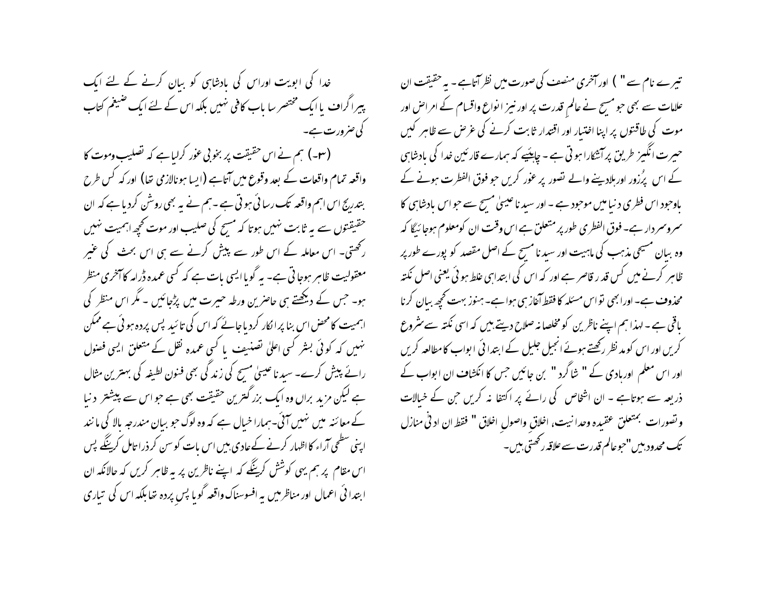تیرے نام سے " ) اور آخری منصف کی صورت میں نظر آتاہے ۔ یہ حقیقت ان علامات سے بھی جو مسیح نے عالمِ قدرت پر اور نیز انواع واقسام کے امراض اور موت کی طاقتوں پر اپنا اختیار اور اقتدار ثابت کرنے کی غرض سے ظاہر کیں حیرت انگیز طریق پر آشکارا ہوتی ہے ۔ چاہئیے کہ ہمارے قارئین خدا کی بادشاہی کے اس پُرزور اورہلادینے والے تصور پر غور کریں جو فوق الفطرت ہونے کے باوجود اس فطری دنیا میں موجود ہے ۔ اور سیدنا عیسیٰ مسیح سے جو اس بادشاہی کا سروسردار ہے۔ فوق الفطری طور پر متعلق ہے اس وقت ان کو معلوم ہوجائیگا کہ وہ بیان مسیحی مذہب کی ماہیت اور سیدنا مسیح کے اصل مقصد کو پورے طور پر ظاہر کرنے میں کس قدر قاصر ہے اور کہ اس کی ابتدا ہی غلط ہوئی یعنی اصل نکتہ محذوف ہے۔ اور ابھی تو اس مسئلہ کا فقط آغاز ہی ہوا ہے۔ ہنوز بہت کچھ بیان کرنا باقی ہے ۔ لہذا ہم اپنے ناظرین کو مخلصانہ صلاح دیتے ہیں کہ اسی نکتہ سے شروع کریں اور اس کو مد نظر رکھتے ہوئے انجیل جلیل کے ابتدائی ابواب کا مطالعہ کریں اور اس معلم اورہادی کے " شاگرد " بن جائیں جس کا انکشاف ان ابواب کے ذریعہ سے ہوتاہے ۔ ان اشخاص کی رائے پر اکتفا نہ کریں جن کے خیالات وتصورات بمتعلق عقیدہ وحدانیت، اخلاقِ واصولِ اخلاق " فقط ان ادنیٰ منازل تک محدود ہیں "جو عالم قدرت سے علاقہ رکھتی ہیں۔

خدا کی ابویت اوراس کی بادشاہی کو بیان کرنے کے لئے ایک پیراگراف یا ایک مختصر سا باب کافی نہیں بلکہ اس کے لئے ایک ضیغم کتاب کی ضرورت ہے۔

(۳۔) ہم نے اس حقیقت پر بخوبی غور کرلیاہے کہ تصلیب وموت کا واقعہ تمام واقعات کے بعد وقوع میں آتاہے (ایسا ہونالازمی تھا) اور کہ کس طرح بتدریج اس اہم واقعہ تک رسائی ہوتی ہے ۔ ہم نے یہ بھی روشن کردیا ہے کہ ان حقیقتوں سے یہ ثابت نہیں ہوتا کہ مسیح کی صلیب اور موت کچھ اہمیت نہیں رکھتی۔ اس معاملہ کے اس طور سے پیش کرنے سے ہی اس بحث کی غیر معقولیت ظاہر ہوجاتی ہے۔ یہ گویا ایسی بات ہے کہ کسی عمدہ ڈرامہ کا آخری منظر ہو۔ جس کے دیکھتے ہی حاضرین ورطہ حیرت میں پڑجائیں ۔ مگر اس منظر کی اہمیت کا محض اس بنا پر انکار کردیا جائے کہ اس کی تائید پس پردہ ہوئی ہے ممکن نہیں کہ کوئی بشر کسی اعلیٰ تصنیف یا کسی عمدہ نقل کے متعلق ایسی فضول رائے پیش کرے۔ سیدنا عیسیٰ مسیح کی زندگی بھی فنون لطیفہ کی بہترین مثال ہے لیکن مزید براں وہ ایک بزرگترین حقیقت بھی ہے جو اس سے پیشتر دنیا کے معائنہ میں نہیں آئی۔ ہمارا خیال ہے کہ وہ لوگ جو بیان مندرجہ بالا کی مانند اپنی سطحی آراء کا اظہار کرنے کے عادی ہیں اس بات کو سن کر ذرا تامل کرینگے پس اس مقام پر ہم یہی کوشش کرینگے کہ اپنے ناظرین پر یہ ظاہر کریں کہ حالانکہ ان ابتدائی اعمال اور مناظر میں یہ افسوسناک واقعہ گویا پسِ پردہ تھا بلکہ اس کی تیاری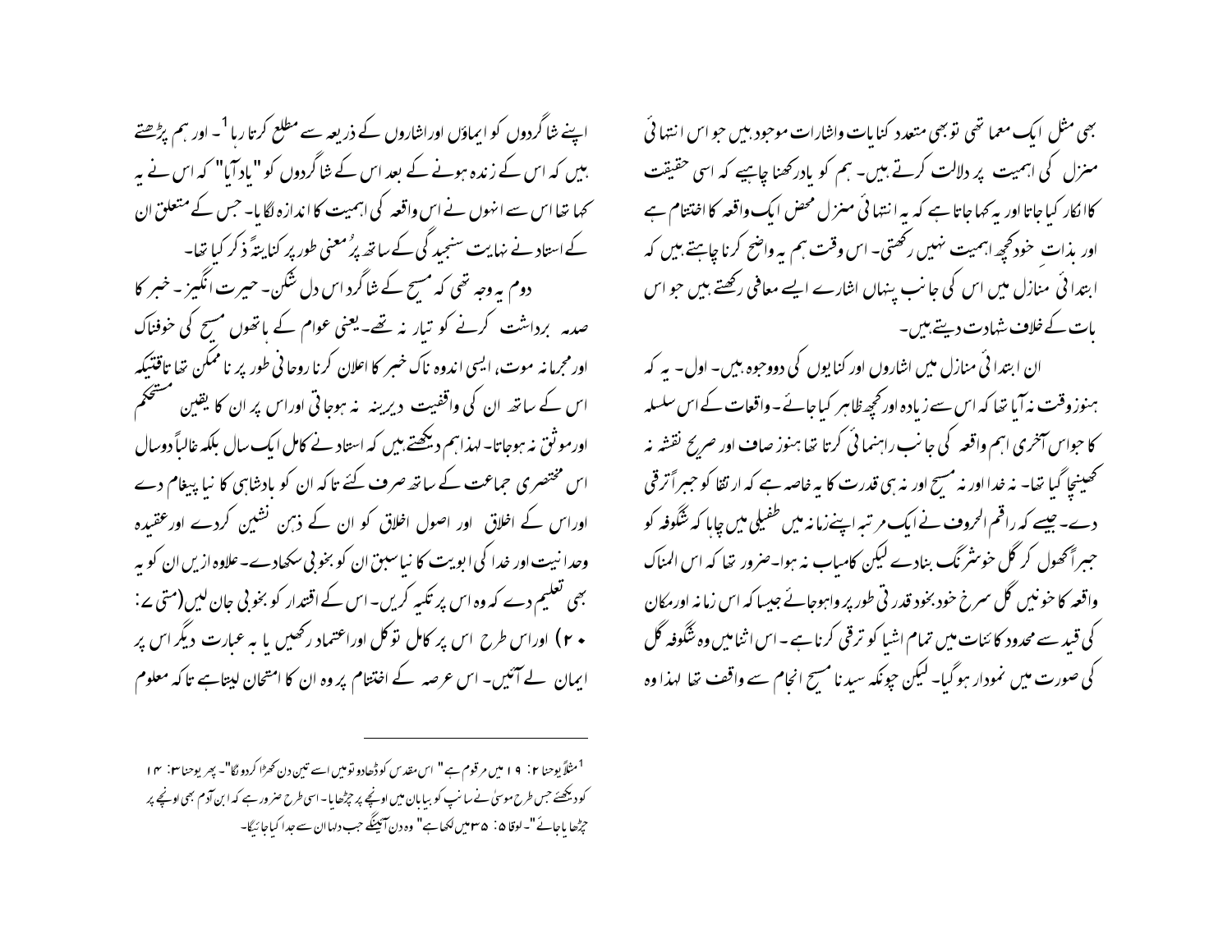بھی مثل ایک معما تھی تو بھی متعدد کنایات واشارات موجود ہیں جو اس انتہائی منزل کی اہمیت پر دلالت کرتے ہیں۔ ہم کو یادرکھنا چاہیے کہ اسی حقیقت کاانکار کیا جاتا اور یہ کہا جاتا ہے کہ یہ انتہائی منزل محض ایک واقعہ کا اختتام ہے اور بذات خود کچھ اہمیت نہیں رکھتی۔ اس وقت ہم یہ واضح کرنا چاہتے ہیں کہ ابتدائی منازل میں اس کی جانب پنہاں اشارے ایسے معانی رکھتے ہیں جو اس بات کے خلاف شہادت دیتے ہیں۔

ان ابتدائی منازل میں اشاروں اور کنایوں کی دووجوہ ہیں۔ اول۔ یہ کہ ہنوزوقت نہ آیا تھا کہ اس سے زیادہ اور کچھ ظاہر کیا جائے۔ واقعات کے اس سلسلہ کا جواس آخری اہم واقعہ کی جانب راہنمائی کرتا تھا ہنوز صاف اور صریح نقشہ نہ کھینچا گیا تھا۔ نہ خدا اور نہ مسیح اور نہ ہی قدرت کا یہ خاصہ ہے کہ ارتقا کو جبراً ترقی دے۔ جیسے کہ راقم الحروف نے ایک مرتبہ اپنے زمانہ میں طفیلی میں چاہا کہ شگوفہ کو جبراً کھول کر گل خوشرنگ بنادے لیکن کامیاب نہ ہوا۔ضرور تھا کہ اس المناک واقعہ کا خونیں گل سرخ خودبخود قدرتی طور پر واہوجائے جیسا کہ اس زمانہ اورمکان کی قید سے محدود کائنات میں تمام اشیا کو ترقی کرنا ہے۔ اس اثنامیں وہ شگوفہ گل کی صورت میں نمودار ہوگیا۔ لیکن چونکہ سیدنا مسیح انجام سے واقف تھا لہذا وہ اپنے شاگردوں کو ایماؤں اوراشاروں کے ذریعہ سے مطلع کرتا رہا[1]۔ اور ہم پڑھتے ہیں کہ اس کے زندہ ہونے کے بعد اس کے شاگردوں کو "یاد آیا" کہ اس نے یہ کہا تھا اس سے انہوں نے اس واقعہ کی اہمیت کا اندازہ لگایا۔ جس کے متعلق ان کے استاد نے نہایت سنجیدگی کے ساتھ پرُمعنی طورپر کنایتاً ذکر کیا تھا۔

دوم یہ وجہ تھی کہ مسیح کے شاگرد اس دل شکن۔ حیرت انگیز۔ خبر کا صدمہ برداشت کرنے کو تیار نہ تھے۔یعنی عوام کے ہاتھوں مسیح کی خوفناک اور مجرمانہ موت، ایسی اندوہ ناک خبر کا اعلان کرنا روحانی طور پر ناممکن تھا تاوقتیکہ اس کے ساتھ ان کی واقفیت دیرینہ نہ ہوجاتی اوراس پر ان کا یقین مستحکم اورموثق نہ ہوجاتا۔ لہذا ہم دیکھتے ہیں کہ استاد نے کامل ایک سال بلکہ غالباً دوسال اس مختصری جماعت کے ساتھ صرف کئے تاکہ ان کو بادشاہی کا نیا پیغام دے اوراس کے اخلاق اور اصول اخلاق کو ان کے ذہن نشین کردے اورعقیدہ وحدانیت اور خدا کی ابویت کا نیا سبق ان کو بخوبی سکھادے۔ علاوہ ازیں ان کو یہ بھی تعلیم دے کہ وہ اس پر تکیہ کریں۔ اس کے اقتدار کو بخوبی جان لیں (متی ۷: ۲۰) اوراس طرح اس پر کامل توکل اوراعتماد رکھیں یا بہ عبارت دیگر اس پر ایمان لے آئیں۔ اس عرصہ کے اختتام پر وہ ان کا امتحان لیتا ہے تاکہ معلوم

---

[1] مثلاً یوحنا ۲: ۱۹ میں مرقوم ہے " اس مقدس کو ڈھادو تومیں اسے تین دن کھڑا کردوں گا"۔ پھر یوحنا ۳: ۱۴ کو دیکھئے جس طرح موسیٰ نے سانپ کو بیابان میں اونچے پر چڑھایا۔ اسی طرح ضرور ہے کہ ابن آدم بھی اونچے پر چڑھایا جائے"۔ لوقا ۵: ۳۵ میں لکھا ہے" وہ دن آئینگے جب دلہا ان سے جدا کیا جائیگا۔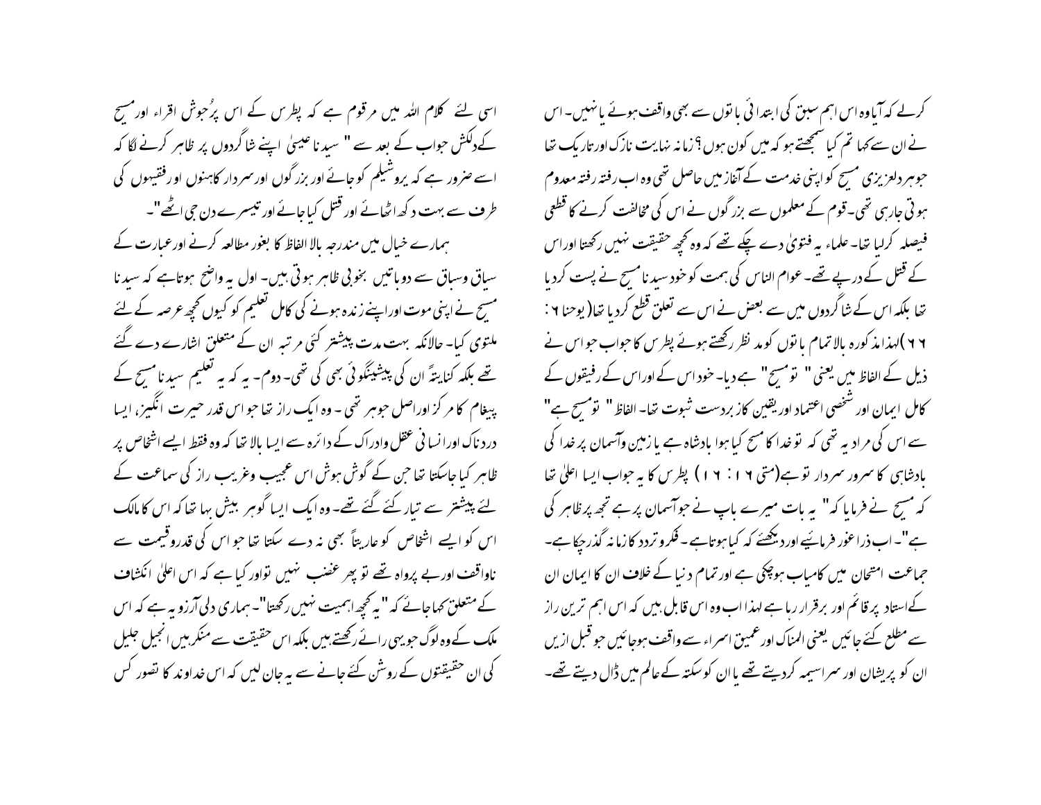کرلے کہ آیا وہ اس اہم سبق کی ابتدائی باتوں سے بھی واقف ہوئے یا نہیں۔ اس نے ان سے کہا تم کیا سمجھتے ہو کہ میں کون ہوں؟ زمانہ نہایت نازک اور تاریک تھا جو ہر دلعزیزی مسیح کو اپنی خدمت کے آغاز میں حاصل تھی وہ اب رفتہ رفتہ معدوم ہوتی جارہی تھی۔ قوم کے معلموں سے بزرگوں نے اس کی مخالفت کرنے کا قطعی فیصلہ کرلیا تھا۔ علماء یہ فتویٰ دے چکے تھے کہ وہ کچھ حقیقت نہیں رکھتا اور اس کے قتل کے درپے تھے۔ عوام الناس کی ہمت کو خود سیدنا مسیح نے پست کردیا تھا بلکہ اس کے شاگردوں میں سے بعض نے اس سے تعلق قطع کردیا تھا(یوحنا ۶ : ۶۶)لہذا مذکورہ بالا تمام باتوں کو مد نظر رکھتے ہوئے پطرس کا جواب جو اس نے ذیل کے الفاظ میں یعنی " تو مسیح" ہے دیا۔ خود اس کے اور اس کے رفیقوں کے کامل ایمان اور شخصی اعتماد اور یقین کا زبردست ثبوت تھا۔ الفاظ " تو مسیح ہے" سے اس کی مراد یہ تھی کہ تو خدا کا مسح کیا ہوا بادشاہ ہے یا زمین وآسمان پر خدا کی بادشاہی کا سرور سردار تو ہے(متی ۱۶ : ۱۶) پطرس کا یہ جواب ایسا اعلیٰ تھا کہ مسیح نے فرمایا کہ " یہ بات میرے باپ نے جو آسمان پر ہے تجھ پر ظاہر کی ہے"۔ اب ذرا غور فرمائیے اور دیکھئے کہ کیا ہوتا ہے۔ فکر وتردد کا زمانہ گذر چکا ہے۔ جماعت امتحان میں کامیاب ہوچکی ہے اور تمام دنیا کے خلاف ان کا ایمان ان کے استاد پر قائم اور برقرار رہا ہے لہذا اب وہ اس قابل ہیں کہ اس اہم ترین راز سے مطلع کئے جائیں یعنی المناک اور عمیق اسراء سے واقف ہوجائیں جو قبل ازیں ان کو پریشان اور سراسیمہ کردیتے تھے یا ان کو سکتہ کے عالم میں ڈال دیتے تھے۔

اسی لئے کلام اللہ میں مرقوم ہے کہ پطرس کے اس پُرجوش اقراء اور مسیح کے دلکش جواب کے بعد سے " سیدنا عیسیٰ اپنے شاگردوں پر ظاہر کرنے لگا کہ اسے ضرور ہے کہ یروشلیم کو جائے اور بزرگوں اور سردار کاہنوں اور فقیہوں کی طرف سے بہت دکھ اٹھائے اور قتل کیا جائے اور تیسرے دن جی اٹھے"۔

ہمارے خیال میں مندرجہ بالا الفاظ کا بغور مطالعہ کرنے اور عبارت کے سیاق وسباق سے دو باتیں بخوبی ظاہر ہوتی ہیں۔ اول یہ واضح ہوتا ہے کہ سیدنا مسیح نے اپنی موت اور اپنے زندہ ہونے کی کامل تعلیم کو کیوں کچھ عرصہ کے لئے ملتوی کیا۔ حالانکہ بہت مدت پیشتر کئی مرتبہ ان کے متعلق اشارے دے گئے تھے بلکہ کنایتہً ان کی پیشینگوئی بھی کی تھی۔ دوم۔ یہ کہ یہ تعلیم سیدنا مسیح کے پیغام کا مرکز اور اصل جوہر تھی۔ وہ ایک راز تھا جو اس قدر حیرت انگیز، ایسا دردناک اور انسانی عقل وادراک کے دائرہ سے ایسا بالا تھا کہ وہ فقط ایسے اشخاص پر ظاہر کیا جاسکتا تھا جن کے گوش ہوش اس عجیب وغریب راز کی سماعت کے لئے پیشتر سے تیار کئے گئے تھے۔ وہ ایک ایسا گوہر بیش بہا تھا کہ اس کا مالک اس کو ایسے اشخاص کو عاریتاً بھی نہ دے سکتا تھا جو اس کی قدر وقیمت سے ناواقف اور بے پرواہ تھے تو پھر غضب نہیں تو اور کیا ہے کہ اس اعلیٰ انکشاف کے متعلق کہا جائے کہ " یہ کچھ اہمیت نہیں رکھتا"۔ ہماری دلی آرزو یہ ہے کہ اس ملک کے وہ لوگ جو یہی رائے رکھتے ہیں بلکہ اس حقیقت سے منکر ہیں انجیل جلیل کی ان حقیقتوں کے روشن کئے جانے سے یہ جان لیں کہ اس خداوند کا تصور کس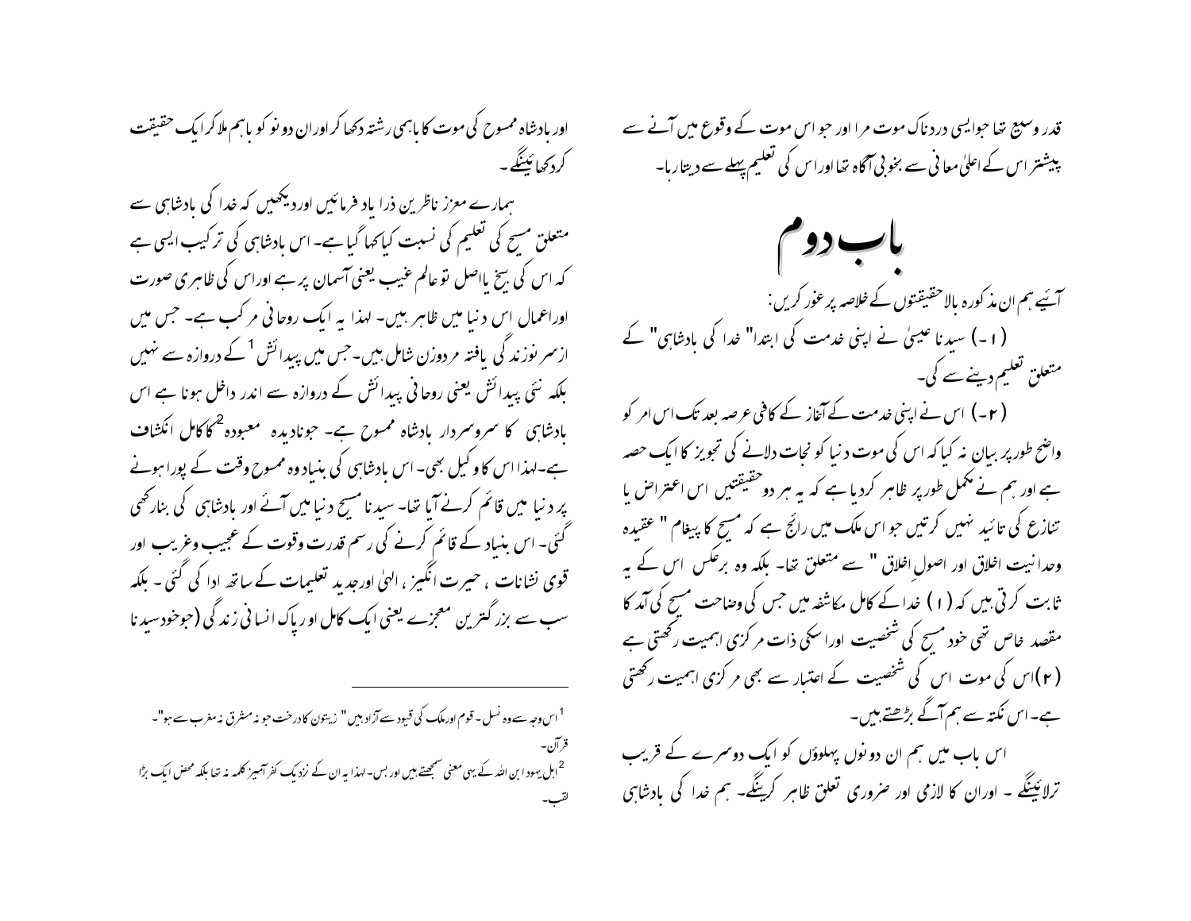قدر وسیع تھا جو ایسی دردناک موت مرا اور جو اس موت کے وقوع میں آنے سے پیشتر اس کے اعلیٰ معانی سے بخوبی آگاہ تھا اور اس کی تعلیم پہلے سے دیتا رہا۔

# باب دوم

آئیے ہم ان مذکورہ بالا حقیقتوں کے خلاصہ پر غور کریں:

(۱۔) سیدنا عیسیٰ نے اپنی خدمت کی ابتدا" خدا کی بادشاہی" کے متعلق تعلیم دینے سے کی۔

(۲۔) اس نے اپنی خدمت کے آغاز کے کافی عرصہ بعد تک اس امر کو واضح طور پر بیان نہ کیا کہ اس کی موت دنیا کو نجات دلانے کی تجویز کا ایک حصہ ہے اور ہم نے مکمل طور پر ظاہر کردیا ہے کہ یہ ہر دو حقیقتیں اس اعتراض یا تنازع کی تائید نہیں کرتیں جو اس ملک میں رائج ہے کہ مسیح کا پیغام " عقیدہ وحدانیت اخلاق اور اصولِ اخلاق " سے متعلق تھا۔ بلکہ وہ برعکس اس کے یہ ثابت کرتی ہیں کہ (۱) خدا کے کامل مکاشفہ میں جس کی وضاحت مسیح کی آمد کا مقصد خاص تھی خود مسیح کی شخصیت اور اسکی ذات مرکزی اہمیت رکھتی ہے (۲)اس کی موت اس کی شخصیت کے اعتبار سے بھی مرکزی اہمیت رکھتی ہے۔ اس نکتہ سے ہم آگے بڑھتے ہیں۔

اس باب میں ہم ان دونوں پہلوؤں کو ایک دوسرے کے قریب ترلائینگے ۔ اوران کا لازمی اور ضروری تعلق ظاہر کرینگے۔ ہم خدا کی بادشاہی اور بادشاہ ممسوح کی موت کا باہمی رشتہ دکھا کر اوران دونو کو باہم ملا کر ایک حقیقت کردکھائینگے۔

ہمارے معزز ناظرین ذرا یاد فرمائیں اور دیکھیں کہ خدا کی بادشاہی سے متعلق مسیح کی تعلیم کی نسبت کیا کہا گیا ہے۔ اس بادشاہی کی ترکیب ایسی ہے کہ اس کی بیخ یا اصل تو عالم غیب یعنی آسمان پر ہے اوراس کی ظاہری صورت اوراعمال اس دنیا میں ظاہر ہیں۔ لہذا یہ ایک روحانی مرکب ہے۔ جس میں ازسر نوزندگی یافتہ مردوزن شامل ہیں۔ جس میں پیدائش[1] کے دروازہ سے نہیں بلکہ نئی پیدائش یعنی روحانی پیدائش کے دروازہ سے اندر داخل ہونا ہے اس بادشاہی کا سروسردار بادشاہ ممسوح ہے۔ جو نادیدہ معبودہ[2] کا کامل انکشاف ہے۔ لہذا اس کا وکیل بھی۔ اس بادشاہی کی بنیاد وہ ممسوح وقت کے پورا ہونے پر دنیا میں قائم کرنے آیا تھا۔ سیدنا مسیح دنیا میں آئے اور بادشاہی کی بنا رکھی گئی۔ اس بنیاد کے قائم کرنے کی رسم قدرت وقوت کے عجیب وغریب اور قوی نشانات ، حیرت انگیز ، الہیٰ اورجدید تعلیمات کے ساتھ ادا کی گئی ۔ بلکہ سب سے بزرگترین معجزے یعنی ایک کامل اور پاک انسانی زندگی (جوخودسیدنا

---

[1] اس وجہ سے وہ نسل۔ قوم اور ملک کی قیود سے آزاد ہیں" زیتون کا درخت جو نہ مشرق نہ مغرب سے ہو"۔ قرآن۔

[2] اہل یہود ابن اللہ کے یہی معنی سمجھتے ہیں اور بس۔ لہذا یہ ان کے نزدیک کفر آمیز کلمہ نہ تھا بلکہ محض ایک بڑا لقب۔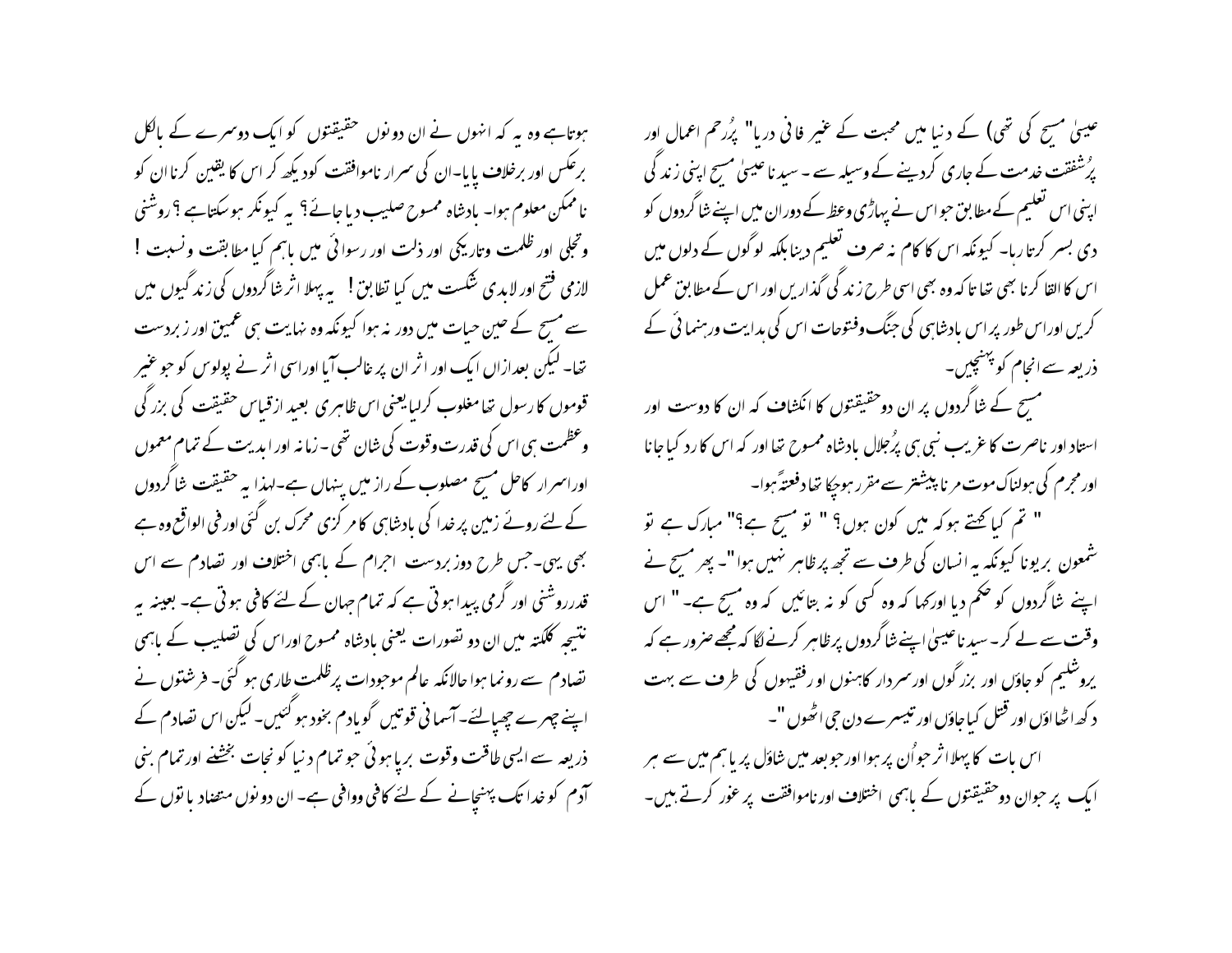عیسیٰ مسیح کی تھی) کے دنیا میں محبت کے غیر فانی دریا" پُرُحم اعمال اور پُرشفقت خدمت کے جاری کردینے کے وسیلہ سے ۔ سیدنا عیسیٰ مسیح اپنی زندگی اپنی اس تعلیم کے مطابق جو اس نے پہاڑی وعظ کے دوران میں اپنے شاگردوں کو دی بسر کرتا رہا۔ کیونکہ اس کا کام نہ صرف تعلیم دینا بلکہ لوگوں کے دلوں میں اس کا القا کرنا بھی تھا کہ وہ بھی اسی طرح زندگی گذاریں اور اس کے مطابق عمل کریں اور اس طور پر اس بادشاہی کی جنگ وفتوحات اس کی ہدایت ورہنمائی کے ذریعہ سے انجام کو پہنچیں۔

مسیح کے شاگردوں پر ان دو حقیقتوں کا انکشاف کہ ان کا دوست اور استاد اور ناصرت کا غریب نبی ہی پُرجلال بادشاہ ممسوح تھا اور کہ اس کا رد کیا جانا اور مجرم کی ہولناک موت مرنا پیشتر سے مقرر ہوچکا تھا دفعتہً ہوا۔

" تم کیا کہتے ہو کہ میں کون ہوں؟ " تو مسیح ہے؟" مبارک ہے تو شمعون بریونا کیونکہ یہ انسان کی طرف سے تجھ پر ظاہر نہیں ہوا "۔ پھر مسیح نے اپنے شاگردوں کو حکم دیا اور کہا کہ وہ کسی کو نہ بتائیں کہ وہ مسیح ہے۔" اس وقت سے لے کر۔ سیدنا عیسیٰ اپنے شاگردوں پر ظاہر کرنے لگا کہ مجھے ضرور ہے کہ یروشلیم کو جاؤں اور بزرگوں اور سردار کاہنوں اور رفقیہوں کی طرف سے بہت دکھ اٹھاؤں اور قتل کیا جاؤں اور تیسرے دن جی اٹھوں "۔

اس بات کا پہلا اثر جو اُن پر ہوا اور جو بعد میں شاؤل پر یا ہم میں سے ہر ایک پر جو ان دو حقیقتوں کے باہمی اختلاف اور ناموافقت پر غور کرتے ہیں۔

ہوتا ہے وہ یہ کہ انہوں نے ان دونوں حقیقتوں کو ایک دوسرے کے بالکل برعکس اور برخلاف پایا۔ان کی سراسر ناموافقت کو دیکھ کر اس کا یقین کرنا ان کو ناممکن معلوم ہوا۔ بادشاہ ممسوح صلیب دیا جائے؟ یہ کیونکر ہوسکتا ہے ؟ روشنی وتجلی اور ظلمت وتاریکی اور ذلت اور رسوائی میں باہم کیا مطابقت ونسبت ! لازمی فتح اور لابدی شکست میں کیا تطابق ! یہ پہلا اثر شاگردوں کی زندگیوں میں سے مسیح کے حین حیات میں دور نہ ہوا کیونکہ وہ نہایت ہی عمیق اور زبردست تھا۔ لیکن بعدازاں ایک اور اثر ان پر غالب آیا اور اسی اثر نے پولوس کو جو غیر قوموں کا رسول تھا مغلوب کرلیا یعنی اس ظاہری بعید ازقیاس حقیقت کی بزرگی وعظمت ہی اس کی قدرت وقوت کی شان تھی ۔زمانہ اور ابدیت کے تمام معموں اور اسرار کا حل مسیح مصلوب کے راز میں پنہاں ہے۔لہذا یہ حقیقت شاگردوں کے لئے روئے زمین پر خدا کی بادشاہی کا مرکزی محرک بن گئی اور فی الواقع وہ ہے بھی یہی۔ جس طرح دوزبردست اجرام کے باہمی اختلاف اور تصادم سے اس قدر روشنی اور گرمی پیدا ہوتی ہے کہ تمام جہان کے لئے کافی ہوتی ہے۔ بعینہ یہ نتیجہ کلکتہ میں ان دو تصورات یعنی بادشاہ ممسوح اور اس کی تصلیب کے باہمی تصادم سے رونما ہوا حالانکہ عالم موجودات پر ظلمت طاری ہو گئی۔ فرشتوں نے اپنے چہرے چھپالئے۔ آسمانی قوتیں گویا دم بخود ہو گئیں۔ لیکن اس تصادم کے ذریعہ سے ایسی طاقت وقوت برپا ہوئی جو تمام دنیا کو نجات بخشنے اور تمام بنی آدم کو خدا تک پہنچانے کے لئے کافی ووافی ہے۔ ان دونوں متضاد باتوں کے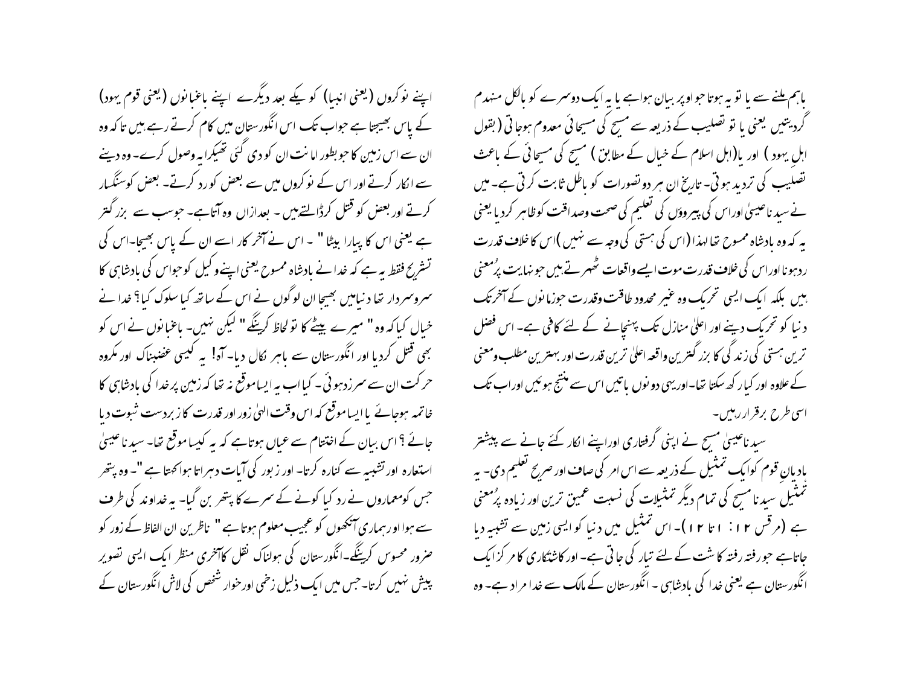باہم ملنے سے یا تو یہ ہوتا جو اوپر بیان ہوا ہے یا یہ ایک دوسرے کو بالکل منہدم گردیتیں یعنی یا تو تصلیب کے ذریعہ سے مسیح کی مسیحائی معدوم ہوجاتی (بقول اہل یہود) اور یا(اہل اسلام کے خیال کے مطابق) مسیح کی مسیحائی کے باعث تصلیب کی تردید ہوتی۔ تاریخ ان ہر دو تصورات کو باطل ثابت کرتی ہے۔ میں نے سیدنا عیسیٰ اوراس کی پیروؤں کی تعلیم کی صحت وصداقت کوظاہر کردیا یعنی یہ کہ وہ بادشاہ ممسوح تھا لہذا (اس کی ہستی کی وجہ سے نہیں )اس کا خلاف قدرت ردہونا اوراس کی خلاف قدرت موت ایسے واقعات ٹھہرتے ہیں جو نہایت پُرمعنی ہیں بلکہ ایک ایسی تحریک وہ غیر محدود طاقت وقدرت جوزمانوں کے آخرتک دنیا کو تحریک دینے اور اعلیٰ منازل تک پہنچانے کے لئے کافی ہے۔ اس فضل ترین ہستی کی زندگی کا بزرگترین واقعہ اعلیٰ ترین قدرت اور بہترین مطلب ومعنی کے علاوہ اور کیا رکھ سکتا تھا۔اوریہی دونوں باتیں اس سے منتج ہوئیں اوراب تک اسی طرح برقرار رہیں۔

سیدنا عیسیٰ مسیح نے اپنی گرفتاری اوراپنے انکار کئے جانے سے پیشتر بادیانِ قوم کوایک تمثیل کے ذریعہ سے اس امر کی صاف اور صریح تعلیم دی۔ یہ تمثیل سیدنا مسیح کی تمام دیگر تمثیلات کی نسبت عمیق ترین اور زیادہ پُرمعنی ہے (مرقس ۱۲: ۱تا ۱۲)۔ اس تمثیل میں دنیا کو ایسی زمین سے تشبیہ دیا جاتاہے جو رفتہ رفتہ کاشت کے لئے تیار کی جاتی ہے۔ اور کاشتکاری کا مرکز ایک انگورستان ہے یعنی خدا کی بادشاہی ۔ انگورستان کے مالک سے خدا مراد ہے۔ وہ اپنے نوکروں (یعنی انبیا) کو یکے بعد دیگرے اپنے باغبانوں (یعنی قوم یہود) کے پاس بھیجتا ہے جواب تک اس انگورستان میں کام کرتے رہے ہیں تاکہ وہ ان سے اس زمین کا جوبطور امانت ان کو دی گئی ٹھیکرایہ وصول کرے۔ وہ دینے سے انکار کرتے اور اس کے نوکروں میں سے بعض کو رد کرتے۔ بعض کوسنگسار کرتے اور بعض کو قتل کرڈالتے ہیں ۔ بعدازاں وہ آتاہے۔ جوسب سے بزرگتر ہے یعنی اس کا پیارا بیٹا" ۔ اس نے آخر کار اسے ان کے پاس بھیجا۔اس کی تشریح فقط یہ ہے کہ خدا نے بادشاہ ممسوح یعنی اپنے وکیل کوجواس کی بادشاہی کا سرو سردار تھا دنیامیں بھیجا ان لوگوں نے اس کے ساتھ کیا سلوک کیا؟ خدا نے خیال کیا کہ وہ " میرے بیٹے کا تو لحاظ کرینگے" لیکن نہیں۔ باغبانوں نے اس کو بھی قتل کردیا اور انگورستان سے باہر نکال دیا۔ آہ! یہ کیسی غضبناک اور مکروہ حرکت ان سے سرزدہوئی۔ کیا اب یہ ایساموقع نہ تھا کہ زمین پرخدا کی بادشاہی کا خاتمہ ہوجائے یا ایساموقع کہ اس وقت الہیٰ زور اور قدرت کا زبردست ثبوت دیا جائے ؟ اس بیان کے اختتام سے عیاں ہوتاہے کہ یہ کیسا موقع تھا۔ سیدنا عیسیٰ استعارہ اور تشبیہ سے کنارہ کرتا۔ اور زبور کی آیات دہراتا ہوا کہتا ہے "۔ وہ پتھر جس کومعماروں نے رد کیا کونے کے سرے کا پتھر بن گیا۔ یہ خداوند کی طرف سے ہوا اورہماری آنکھوں کو عجیب معلوم ہوتا ہے" ناظرین ان الفاظ کے زور کو ضرور محسوس کرینگے۔انگورستان کی ہولناک نقل کاآخری منظر ایک ایسی تصویر پیش نہیں کرتا۔ جس میں ایک ذلیل زخمی اورخوار شخص کی لاش انگورستان کے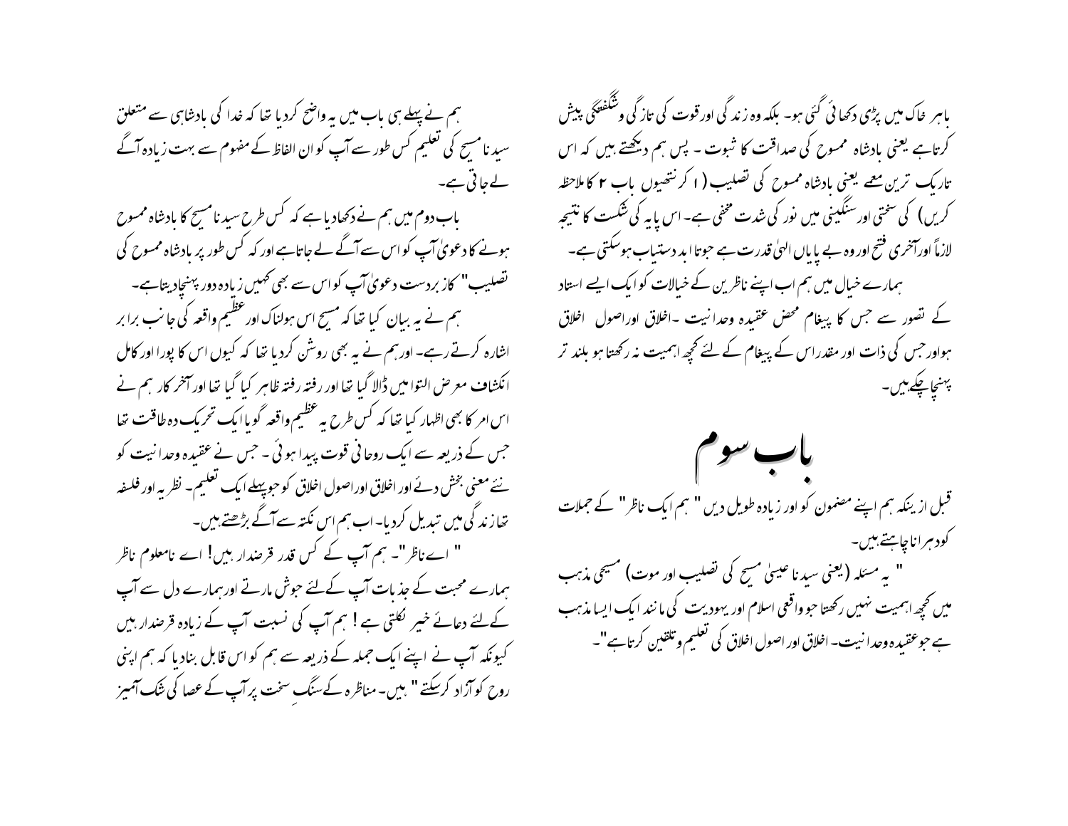باہر خاک میں پڑی دکھائی گئی ہو۔ بلکہ وہ زندگی اور قوت کی تازگی وشگفتگی پیش کرتاہے یعنی بادشاہ ممسوح کی صداقت کا ثبوت ۔ پس ہم دیکھتے ہیں کہ اس تاریک ترین معمے یعنی بادشاہ ممسوح کی تصلیب (۱ کرنتھیوں باب ۲ کا ملاحظہ کریں) کی سختی اور سنگینی میں نور کی شدت مخفی ہے۔ اس پایہ کی شکست کا نتیجہ لازماً اورآخری فتح اور وہ بے پایاں الہیٰ قدرت ہے جوتا ابد دستیاب ہوسکتی ہے۔

ہمارے خیال میں ہم اب اپنے ناظرین کے خیالات کو ایک ایسے استاد کے تصور سے جس کا پیغام محض عقیدہ وحدانیت ۔اخلاق اوراصول اخلاق ہواور جس کی ذات اور مقدراس کے پیغام کے لئے کچھ اہمیت نہ رکھتا ہو بلند تر پہنچا چکے ہیں۔

# باب سوم

قبل ازینکہ ہم اپنے مضمون کو اور زیادہ طویل دیں " ہم ایک ناظر" کے جملات کودہرانا چاہتے ہیں۔

" یہ مسئلہ (یعنی سیدنا عیسیٰ مسیح کی تصلیب اور موت) مسیحی مذہب میں کچھ اہمیت نہیں رکھتا جوواقعی اسلام اور یہودیت کی مانند ایک ایسا مذہب ہے جوعقیدہ وحدانیت۔ اخلاق اور اصول اخلاق کی تعلیم وتلقین کرتاہے"۔

ہم نے پہلے ہی باب میں یہ واضح کردیا تھا کہ خدا کی بادشاہی سے متعلق سیدنا مسیح کی تعلیم کس طور سے آپ کو ان الفاظ کے مفہوم سے بہت زیادہ آگے لے جاتی ہے۔

باب دوم میں ہم نے دکھادیا ہے کہ کس طرح سیدنا مسیح کا بادشاہ ممسوح ہونے کا دعویٰ آپ کو اس سے آگے لے جاتاہے اور کہ کس طور پر بادشاہ ممسوح کی تصلیب" کا زبردست دعویٰ آپ کو اس سے بھی کہیں زیادہ دور پہنچادیتا ہے۔

ہم نے یہ بیان کیا تھا کہ مسیح اس ہولناک اور عظیم واقعہ کی جانب برابر اشارہ کرتے رہے۔ اور ہم نے یہ بھی روشن کردیا تھا کہ کیوں اس کا پورا اور کامل انکشاف معرض التوا میں ڈالا گیا تھا اور رفتہ رفتہ ظاہر کیا گیا تھا اور آخر کار ہم نے اس امر کا بھی اظہار کیا تھا کہ کس طرح یہ عظیم واقعہ گویا ایک تحریک دہ طاقت تھا جس کے ذریعہ سے ایک روحانی قوت پیدا ہوئی ۔ جس نے عقیدہ وحدانیت کو نئے معنی بخش دئے اور اخلاق اوراصول اخلاق کو جوپہلے ایک تعلیم۔ نظریہ اور فلسفہ تھا زندگی میں تبدیل کردیا۔ اب ہم اس نکتہ سے آگے بڑھتے ہیں۔

" اے ناظر"۔ ہم آپ کے کس قدر قرضدار ہیں! اے نامعلوم ناظر ہمارے محبت کے جذبات آپ کے لئے جوش مارتے اورہمارے دل سے آپ کے لئے دعائے خیر نکلتی ہے! ہم آپ کی نسبت آپ کے زیادہ قرضدار ہیں کیونکہ آپ نے اپنے ایک جملہ کے ذریعہ سے ہم کو اس قابل بنادیا کہ ہم اپنی روح کو آزاد کرسکتے " ہیں۔ مناظرہ کے سنگِ سخت پر آپ کے عصا کی شک آمیز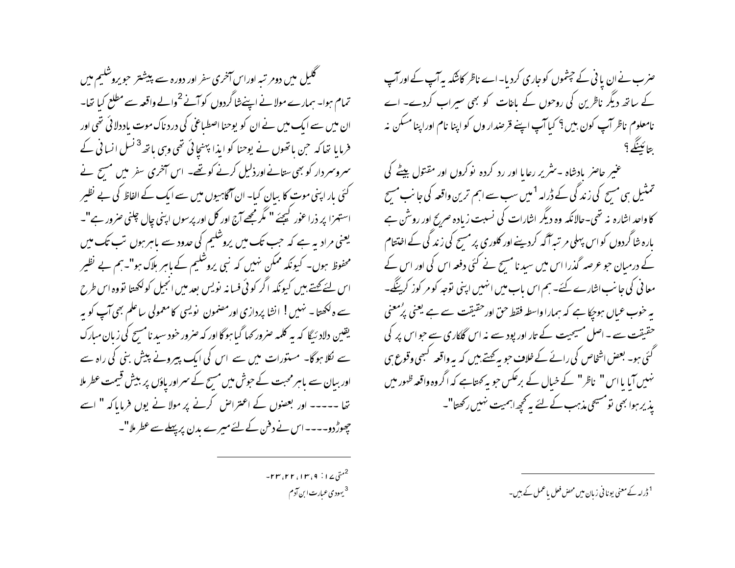ضرب نے ان پانی کے چشموں کو جاری کردیا۔ اے ناظر کاشکہ یہ آپ کے اور آپ کے ساتھ دیگر ناظرین کی روحوں کے باغات کو بھی سیراب کردے۔ اے نامعلوم ناظر آپ کون ہیں؟ کیا آپ اپنے قرضداروں کو اپنا نام اوراپنا مسکن نہ بتائینگے؟

غیر حاضر بادشاہ ۔شریر رعایا اور رد کردہ نوکروں اور مقتول بیٹے کی تمثیل ہی مسیح کی زندگی کے ڈرامہ[1] میں سب سے اہم ترین واقعہ کی جانب مسیح کا واحد اشارہ نہ تھی۔حالانکہ وہ دیگر اشارات کی نسبت زیادہ صریح اور روشن ہے بارہ شاگردوں کو اس پہلی مرتبہ آگہ کردینے اور کلوری پر مسیح کی زندگی کے اختتام کے درمیان جو عرصہ گذرا اس میں سیدنا مسیح نے کئی دفعہ اس کی اور اس کے معانی کی جانب اشارے کئے۔ ہم اس باب میں انہیں اپنی توجہ کو مرکوز کرینگے۔ یہ خوب عیاں ہوچکا ہے کہ ہمارا واسطہ فقط حق اور حقیقت سے ہے یعنی پُرمعنی حقیقت سے ۔ اصل مسیحیت کے تار اور پود سے نہ اس گلکاری سے جو اس پر کی گئی ہو۔ بعض اشخاص کی رائے کے خلاف جو یہ کہتے ہیں کہ یہ واقعہ کبھی وقوع ہی نہیں آیا یا اس " ناظر" کے خیال کے برعکس جو یہ کہتاہے کہ اگروہ واقعہ ظہور میں پذیر ہوا بھی تو مسیحی مذہب کے لئے یہ کچھ اہمیت نہیں رکھتا"۔

گلیل میں دومرتبہ اوراس آخری سفر اور دورہ سے پیشتر جویروشلیم میں تمام ہوا۔ ہمارے مولا نے اپنے شاگردوں کو آنے[2] والے واقعہ سے مطلع کیا تھا۔ ان میں سے ایک میں نے ان کو یوحنا اصطباغی کی دردناک موت یاددلائی تھی اور فرمایا تھا کہ جن ہاتھوں نے یوحنا کو ایذا پہنچائی تھی وہی ہاتھ[3] نسل انسانی کے سروسردار کو بھی ستانے اورذلیل کرنے کو تھے۔ اس آخری سفر میں مسیح نے کئی بار اپنی موت کا بیان کیا۔ ان آگاہیوں میں سے ایک کے الفاظ کی بے نظیر استہزا پر ذرا غور کیجئے " مگر مجھے آج اور کل اور پرسوں اپنی چال چلنی ضرور ہے"۔ یعنی مراد یہ ہے کہ جب تک میں یروشلیم کی حدود سے باہر ہوں تب تک میں محفوظ ہوں۔ کیونکہ ممکن نہیں کہ نبی یروشلیم کے باہر ہلاک ہو"۔ہم بے نظیر اس لئے کہتے ہیں کیونکہ اگر کوئی فسانہ نویس بعد میں انجیل کو لکھتا تو وہ اس طرح سے وہ لکھتا۔ نہیں! انشا پردازی اور مضمون نویسی کا معمولی ساعلم بھی آپ کو یہ یقین دلادئیگا کہ یہ کلمہ ضرور کہا گیا ہوگا اور کہ ضرور خود سیدنا مسیح کی زبان مبارک سے نکلا ہوگا۔ مستورات میں سے اس کی ایک پیرونے پیش بنی کی راہ سے اور بیان سے باہر محبت کے جوش میں مسیح کے سر اور پاؤں پر بیش قیمت عطر ملا تھا ----- اور بعضوں کے اعتراض کرنے پر مولا نے یوں فرمایا کہ " اسے چھوڑدو---- اس نے دفن کے لئے میرے بدن پر پہلے سے عطر ملا"۔

---

[1] ڈرامہ کے معنی یونانی زبان میں محض فعل یا عمل کے ہیں۔

[2] متی ۱۷: ۹، ۱۳، ۲۲، ۲۳۔

[3] یہودی عبارت ابن آدم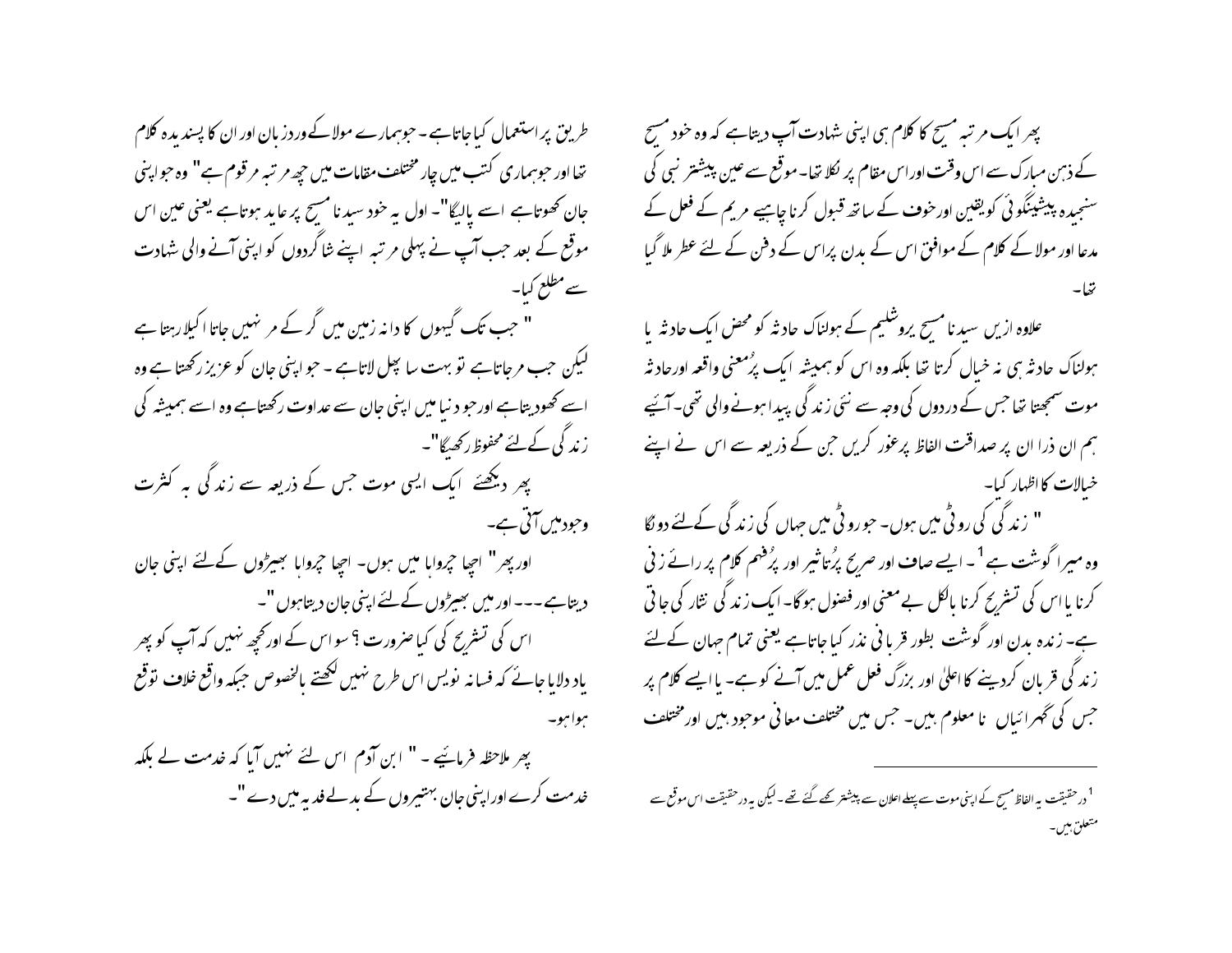پھر ایک مرتبہ مسیح کا کلام ہی اپنی شہادت آپ دیتاہے کہ وہ خود مسیح کے ذہن مبارک سے اس وقت اوراس مقام پر نکلا تھا۔ موقع سے عین پیشتر نبی کی سنجیدہ پیشینگوئی کویقین اورخوف کے ساتھ قبول کرنا چاہیے مریم کے فعل کے مدعا اور مولا کے کلام کے موافق اس کے بدن پراس کے دفن کے لئے عطر ملا گیا تھا۔

علاوہ ازیں سیدنا مسیح یروشلیم کے ہولناک حادثہ کو محض ایک حادثہ یا ہولناک حادثہ ہی نہ خیال کرتا تھا بلکہ وہ اس کو ہمیشہ ایک پُرمعنی واقعہ اورحادثہ موت سمجھتا تھا جس کے دردوں کی وجہ سے نئی زندگی پیدا ہونے والی تھی۔ آئیے ہم ان ذرا ان پر صداقت الفاظ پرغور کریں جن کے ذریعہ سے اس نے اپنے خیالات کا اظہار کیا۔

" زندگی کی روٹی میں ہوں۔ جو روٹی میں جہاں کی زندگی کے لئے دونگا وہ میرا گوشت ہے [1] ۔ ایسے صاف اور صریح پُرتاثیر اور پُرفہم کلام پر رائے زنی کرنا یا اس کی تشریح کرنا بالکل بے معنی اور فضول ہوگا۔ ایک زندگی نثار کی جاتی ہے۔ زندہ بدن اور گوشت بطور قربانی نذر کیا جاتاہے یعنی تمام جہان کے لئے زندگی قربان کردینے کا اعلیٰ اور بزرگ فعل عمل میں آنے کو ہے۔ یا ایسے کلام پر جس کی گہرائیاں نا معلوم ہیں۔ جس میں مختلف معانی موجود ہیں اور مختلف طریق پر استعمال کیا جاتاہے۔ جو ہمارے مولا کے وردزبان اور ان کا پسندیدہ کلام تھا اور جو ہماری کتب میں چار مختلف مقامات میں چھ مرتبہ مرقوم ہے" وہ جو اپنی جان کھوتاہے اسے پالیگا"۔ اول یہ خود سیدنا مسیح پر عاید ہوتاہے یعنی عین اس موقع کے بعد جب آپ نے پہلی مرتبہ اپنے شاگردوں کو اپنی آنے والی شہادت سے مطلع کیا۔

" جب تک گیہوں کا دانہ زمین میں گر کے مر نہیں جاتا اکیلا رہتا ہے لیکن جب مرجاتاہے تو بہت سا پھل لاتاہے ۔ جو اپنی جان کو عزیز رکھتا ہے وہ اسے کھودیتاہے اورجو دنیا میں اپنی جان سے عداوت رکھتاہے وہ اسے ہمیشہ کی زندگی کے لئے محفوظ رکھیگا"۔

پھر دیکھئے ایک ایسی موت جس کے ذریعہ سے زندگی بہ کثرت وجود میں آتی ہے۔

اور پھر " اچھا چرواہا میں ہوں۔ اچھا چرواہا بھیڑوں کے لئے اپنی جان دیتاہے ---اور میں بھیڑوں کے لئے اپنی جان دیتاہوں "۔

اس کی تشریح کی کیا ضرورت ؟ سواس کے اور کچھ نہیں کہ آپ کو پھر یاد دلایا جائے کہ فسانہ نویس اس طرح نہیں لکھتے بالخصوص جبکہ واقع خلاف توقع ہوا ہو۔

پھر ملاحظہ فرمائیے ۔ " ابن آدم اس لئے نہیں آیا کہ خدمت لے بلکہ خدمت کرے اوراپنی جان بہتیروں کے بدلے فدیہ میں دے "۔

[1] درحقیقت یہ الفاظ مسیح کے اپنی موت سے پہلے اعلان سے پیشتر کہے گئے تھے۔ لیکن یہ درحقیقت اس موقع سے متعلق ہیں۔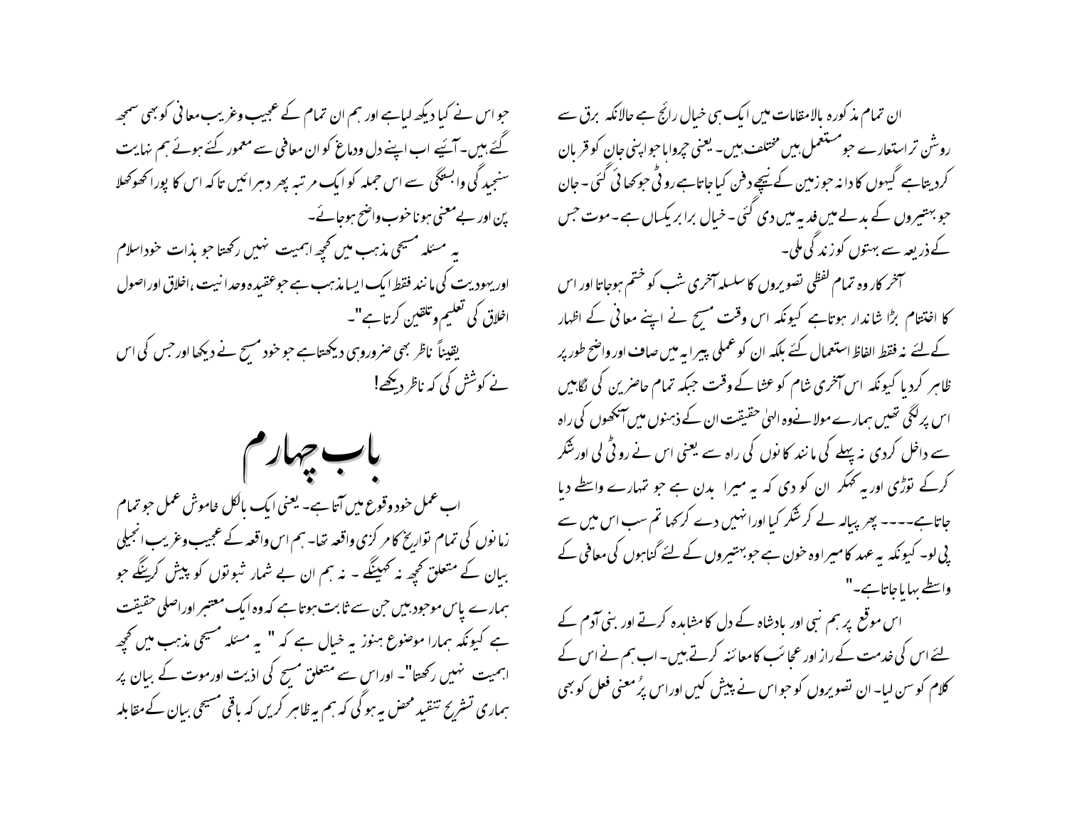ان تمام مذکورہ بالامقامات میں ایک ہی خیال رائج ہے حالانکہ برق سے روشن تر استعارے جو مستعمل ہیں مختلف ہیں۔ یعنی چرواہا جو اپنی جان کو قربان کردیتاہے گیہوں کا دانہ جوزمین کے نیچے دفن کیا جاتاہے روٹی جو کھائی گئی ۔ جان جو بہتیروں کے بدلے میں فدیہ میں دی گئی ۔ خیال برابر یکساں ہے ۔ موت جس کے ذریعہ سے بہتوں کو زندگی ملی۔

آخر کار وہ تمام لفظی تصویروں کا سلسلہ آخری شب کو ختم ہوجاتا اور اس کا اختتام بڑا شاندار ہوتاہے کیونکہ اس وقت مسیح نے اپنے معانی کے اظہار کے لئے نہ فقط الفاظ استعمال کئے بلکہ ان کو عملی پیرایہ میں صاف اور واضح طورپر ظاہر کردیا کیونکہ اس آخری شام کو عشا کے وقت جبکہ تمام حاضرین کی نگاہیں اس پر لگی تھیں ہمارے مولانےوہ الہیٰ حقیقت ان کے ذہنوں میں آنکھوں کی راہ سے داخل کردی نہ پہلے کی مانند کانوں کی راہ سے یعنی اس نے روٹی لی اور شکر کرکے توڑی اور یہ کہکر ان کو دی کہ یہ میرا بدن ہے جو تمہارے واسطے دیا جاتاہے۔۔۔۔ پھر پیالہ لے کر شکر کیا اورانہیں دے کرکہا تم سب اس میں سے پی لو۔ کیونکہ یہ عہد کا میرا وہ خون ہے جوبہتیروں کے لئے گناہوں کی معافی کے واسطے بہایا جاتاہے۔"

اس موقع پر ہم نبی اور بادشاہ کے دل کا مشاہدہ کرتے اور بنی آدم کے لئے اس کی خدمت کے راز اور عجائب کا معائنہ کرتے ہیں۔ اب ہم نے اس کے کلام کو سن لیا۔ ان تصویروں کو جو اس نے پیش کیں اوراس پرُ معنی فعل کو بھی جو اس نے کیا دیکھ لیاہے اور ہم ان تمام کے عجیب وغریب معانی کو بھی سمجھ گئے ہیں۔ آیئے اب اپنے دل ودماغ کو ان معافی سے معمور کئے ہوئے ہم نہایت سنجیدگی وابستگی سے اس جملہ کو ایک مرتبہ پھر دہرائیں تاکہ اس کا پورا کھوکھلا پن اور بے معنی ہونا خوب واضح ہوجائے۔

یہ مسئلہ مسیحی مذہب میں کچھ اہمیت نہیں رکھتا جو بذات خوداسلام اوریہودیت کی مانند فقط ایک ایسا مذہب ہے جوعقیدہ وحدانیت ،اخلاق اوراصول اخلاق کی تعلیم وتلقین کرتاہے"۔

یقیناً ناظر بھی ضرور وہی دیکھتاہے جو خود مسیح نے دیکھا اور جس کی اس نے کوشش کی کہ ناظر دیکھے!

# باب چہارم

اب عمل خود وقوع میں آتاہے۔ یعنی ایک بالکل خاموش عمل جو تمام زمانوں کی تمام تواریخ کا مرکزی واقعہ تھا۔ ہم اس واقعہ کے عجیب وغریب انجیلی بیان کے متعلق کچھ نہ کہینگے ۔ نہ ہم ان بے شمار ثبوتوں کو پیش کرینگے جو ہمارے پاس موجود ہیں جن سے ثابت ہوتاہے کہ وہ ایک معتبر اوراصلی حقیقت ہے کیونکہ ہمارا موضوع ہنوز یہ خیال ہے کہ " یہ مسئلہ مسیحی مذہب میں کچھ اہمیت نہیں رکھتا"۔ اوراس سے متعلق مسیح کی اذیت اورموت کے بیان پر ہماری تشریح تنقید محض یہ ہوگی کہ ہم یہ ظاہر کریں کہ باقی مسیحی بیان کے مقابلہ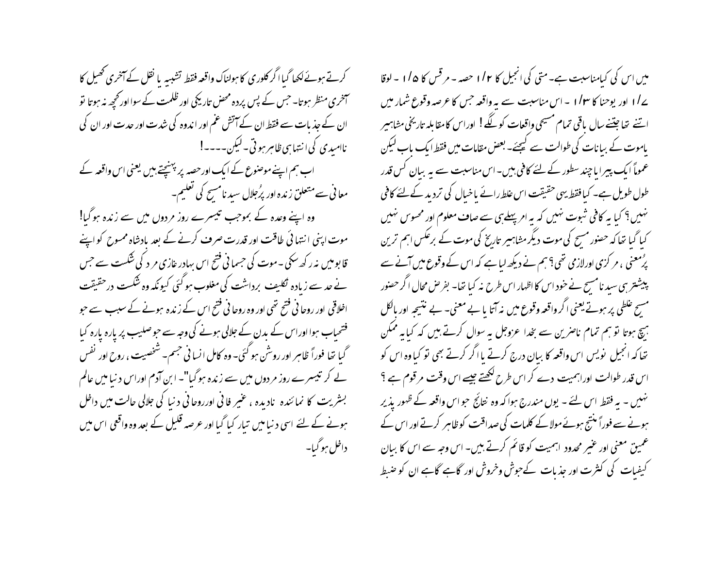میں اس کی کیامناسبت ہے۔ متی کی انجیل کا ۱/۲ حصہ ۔ مرقس کا ۱/۵ ۔ لوقا ۱/۷ اور یوحنا کا ۱/۳ ۔ اس مناسبت سے یہ واقعہ جس کا عرصہ وقوع شمار میں اتنے تھا جتنے سال باقی تمام مسیحی واقعات کو لگے ! اوراس کا مقابلہ تاریخی مشاہیر یاموت کے بیانات کی طوالت سے کیجئے۔ بعض مقامات میں فقط ایک باب لیکن عموماً ایک پیرا یا چند سطور کے لئے کافی ہیں۔ اس مناسبت سے یہ بیان کس قدر طول طویل ہے۔ کیا فقط یہی حقیقت اس غلط رائے یا خیال کی تردید کے لئے کافی نہیں؟ کیا یہ کافی ثبوت نہیں کہ یہ امر پہلے ہی سے صاف معلوم اور محسوس نہیں کیا گیا تھا کہ حضور مسیح کی موت دیگر مشاہیر تاریخ کی موت کے برعکس اہم ترین پرُمعنی ، مرکزی اورلازمی تھی؟ ہم نے دیکھ لیا ہے کہ اس کے وقوع میں آنے سے پیشتر ہی سیدنا مسیح نے خود اس کا اظہار اس طرح نہ کیا تھا۔ بفرض محال اگر حضور مسیح غلطی پر ہوتے یعنی اگر واقعہ وقوع میں نہ آتا یا بے معنی۔ بے نتیجہ اور بالکل ہیچ ہوتا تو ہم تمام ناضرین سے بخدا عزوجل یہ سوال کرتے ہیں کہ کیا یہ ممکن تھا کہ انجیل نویس اس واقعہ کا بیان درج کرتے یا اگر کرتے بھی تو کیا وہ اس کو اس قدر طوالت اوراہمیت دے کر اس طرح لکھتے جیسے اس وقت مرقوم ہے ؟ نہیں ۔ یہ فقط اس لئے ۔ یوں مندرج ہوا کہ وہ نتائج جو اس واقعہ کے ظہور پذیر ہونے سے فوراً منتج ہوئے مولا کے کلمات کی صداقت کو ظاہر کرتے اور اس کے عمیق معنی اور غیر محدود اہمیت کو قائم کرتے ہیں۔ اس وجہ سے اس کا بیان کیفیات کی کثرت اور جذبات کے جوش وخروش اور گاہے گاہے ان کو ضبط کرتے ہوئے لکھا گیا اگر کلوری کا ہولناک واقعہ فقط تشبیہ یا نقل کے آخری کھیل کا آخری منظر ہوتا۔ جس کے پس پردہ محض تاریکی اور ظلمت کے سوا اور کچھ نہ ہوتا تو ان کے جذبات سے فقط ان کے آتش غم اور اندوہ کی شدت اور حدت اور ان کی ناامیدی کی انتہا ہی ظاہر ہوتی۔ لیکن۔۔۔۔!

اب ہم اپنے موضوع کے ایک اورحصہ پر پہنچتے ہیں یعنی اس واقعہ کے معانی سے متعلق زندہ اور پرُجلال سیدنا مسیح کی تعلیم۔

وہ اپنے وعدہ کے بموجب تیسرے روز مردوں میں سے زندہ ہوگیا! موت اپنی انتہائی طاقت اور قدرت صرف کرنے کے بعد بادشاہ ممسوح کو اپنے قابو میں نہ رکھ سکی ۔ موت کی جسمانی فتح اس بہادر غازی مرد کی شکست سے جس نے حد سے زیادہ تکلیف برداشت کی مغلوب ہوگئی کیونکہ وہ شکست درحقیقت اخلاقی اور روحانی فتح تھی اور وہ روحانی فتح اس کے زندہ ہونے کے سبب سے جو فتحیاب ہوا اوراس کے بدن کے جلالی ہونے کی وجہ سے جو صلیب پر پارہ پارہ کیا گیا تھا فوراً ظاہر اور روشن ہوگئی۔ وہ کامل انسانی جسم۔ شخصیت ، روح اور نفس لے کر تیسرے روز مردوں میں سے زندہ ہوگیا"۔ ابن آدم اوراس دنیا میں عالم بشریت کا نمائندہ نادیدہ ، غیر فانی اورروحانی دنیا کی جلالی حالت میں داخل ہونے کے لئے اسی دنیا میں تیار کیا گیا اور عرصہ قلیل کے بعد وہ واقعی اس میں داخل ہوگیا۔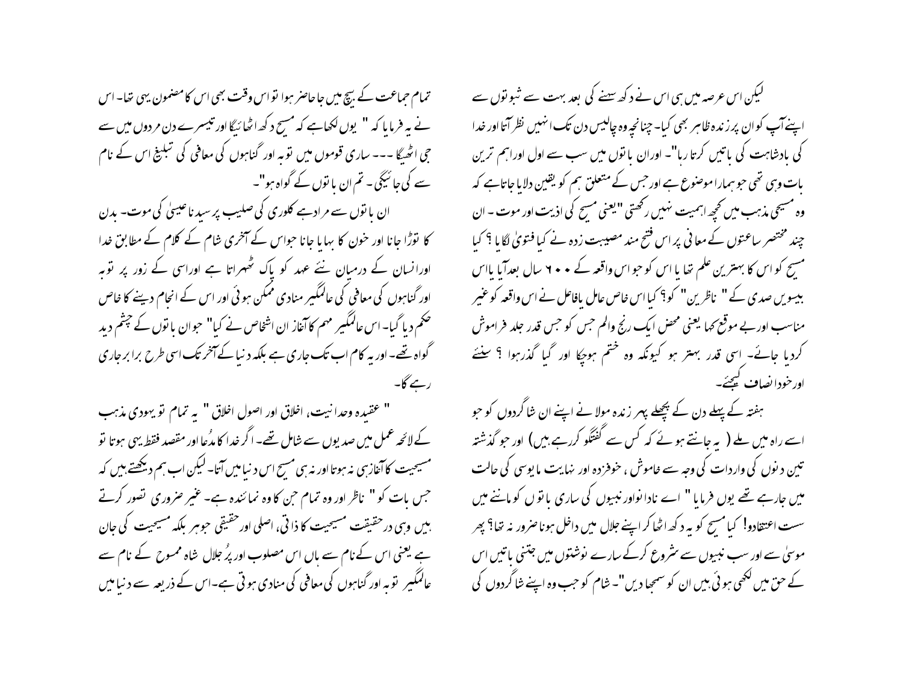لیکن اس عرصہ میں ہی اس نے دکھ سہنے کی بعد بہت سے ثبوتوں سے اپنے آپ کو ان پر زندہ ظاہر بھی کیا۔ چنانچہ وہ چالیس دن تک انہیں نظر آتا اور خدا کی بادشاہت کی باتیں کرتا رہا"۔ اوران باتوں میں سب سے اول اوراہم ترین بات وہی تھی جو ہمارا موضوع ہے اور جس کے متعلق ہم کو یقین دلایا جاتاہے کہ وہ مسیحی مذہب میں کچھ اہمیت نہیں رکھتی "یعنی مسیح کی اذیت اور موت ۔ ان چند مختصر ساعتوں کے معانی پر اس فتح مند مصیبت زدہ نے کیا فتویٰ لگایا ؟ کیا مسیح کو اس کا بہترین علم تھا یا اس کو جو اس واقعہ کے ۲۰۰ سال بعد آیا یا اس بیسویں صدی کے " ناظرین" کو؟ کیا اس خاص عامل یافاعل نے اس واقعہ کو غیر مناسب اور بے موقع کہا یعنی محض ایک رنج والم جس کو جس قدر جلد فراموش کردیا جائے۔ اسی قدر بہتر ہو کیونکہ وہ ختم ہوچکا اور گیا گذرہوا ؟ سنئے اور خود انصاف کیجئے۔

ہفتہ کے پہلے دن کے پچھلے پہر زندہ مولا نے اپنے ان شاگردوں کو جو اسے راہ میں ملے ( یہ جانتے ہوئے کہ کس سے گفتگو کررہے ہیں) اور جو گذشتہ تین دنوں کی واردات کی وجہ سے خاموش ، خوفزدہ اور نہایت مایوسی کی حالت میں جارہے تھے یوں فرمایا " اے نادانواور نبیوں کی ساری باتوں کو ماننے میں سست اعتقادو! کیا مسیح کو یہ دکھ اٹھا کر اپنے جلال میں داخل ہونا ضرور نہ تھا؟ پھر موسیٰ سے اور سب نبیوں سے شروع کرکے سارے نوشتوں میں جتنی باتیں اس کے حق میں لکھی ہوئی ہیں ان کو سمجھا دیں"۔ شام کو جب وہ اپنے شاگردوں کی تمام جماعت کے بیچ میں جاحاضر ہوا تو اس وقت بھی اس کا مضمون یہی تھا۔ اس نے یہ فرمایا کہ " یوں لکھاہے کہ مسیح دکھ اٹھائیگا اور تیسرے دن مردوں میں سے جی اٹھیگا ۔۔۔ ساری قوموں میں توبہ اور گناہوں کی معافی کی تبلیغ اس کے نام سے کی جائیگی۔ تم ان باتوں کے گواہ ہو"۔

ان باتوں سے مراد ہے کلوری کی صلیب پر سیدنا عیسیٰ کی موت۔ بدن کا توڑا جانا اور خون کا بہایا جانا جواس کے آخری شام کے کلام کے مطابق خدا اورانسان کے درمیان نئے عہد کو پاک ٹھہراتا ہے اوراسی کے زور پر توبہ اور گناہوں کی معافی کی عالمگیر منادی ممکن ہوئی اور اس کے انجام دینے کا خاص حکم دیا گیا۔ اس عالمگیر مہم کا آغاز ان اشخاص نے کیا" جوان باتوں کے چشم دید گواہ تھے۔ اور یہ کام اب تک جاری ہے بلکہ دنیا کے آخر تک اسی طرح برابر جاری رہے گا۔

" عقیدہ وحدانیت، اخلاق اور اصول اخلاق " یہ تمام تو یہودی مذہب کے لائحہ عمل میں صدیوں سے شامل تھے۔ اگر خدا کا مدُعا اور مقصد فقط یہی ہوتا تو مسیحیت کا آغاز ہی نہ ہوتا اور نہ ہی مسیح اس دنیا میں آتا۔ لیکن اب ہم دیکھتے ہیں کہ جس بات کو " ناظر اور وہ تمام جن کا وہ نمائندہ ہے۔ غیر ضروری تصور کرتے ہیں وہی درحقیقت مسیحیت کا ذاتی، اصلی اور حقیقی جوہر بلکہ مسیحیت کی جان ہے یعنی اس کے نام سے ہاں اس مصلوب اور پُرجلال شاہ ممسوح کے نام سے عالمگیر توبہ اور گناہوں کی معافی کی منادی ہوتی ہے۔اس کے ذریعہ سے دنیا میں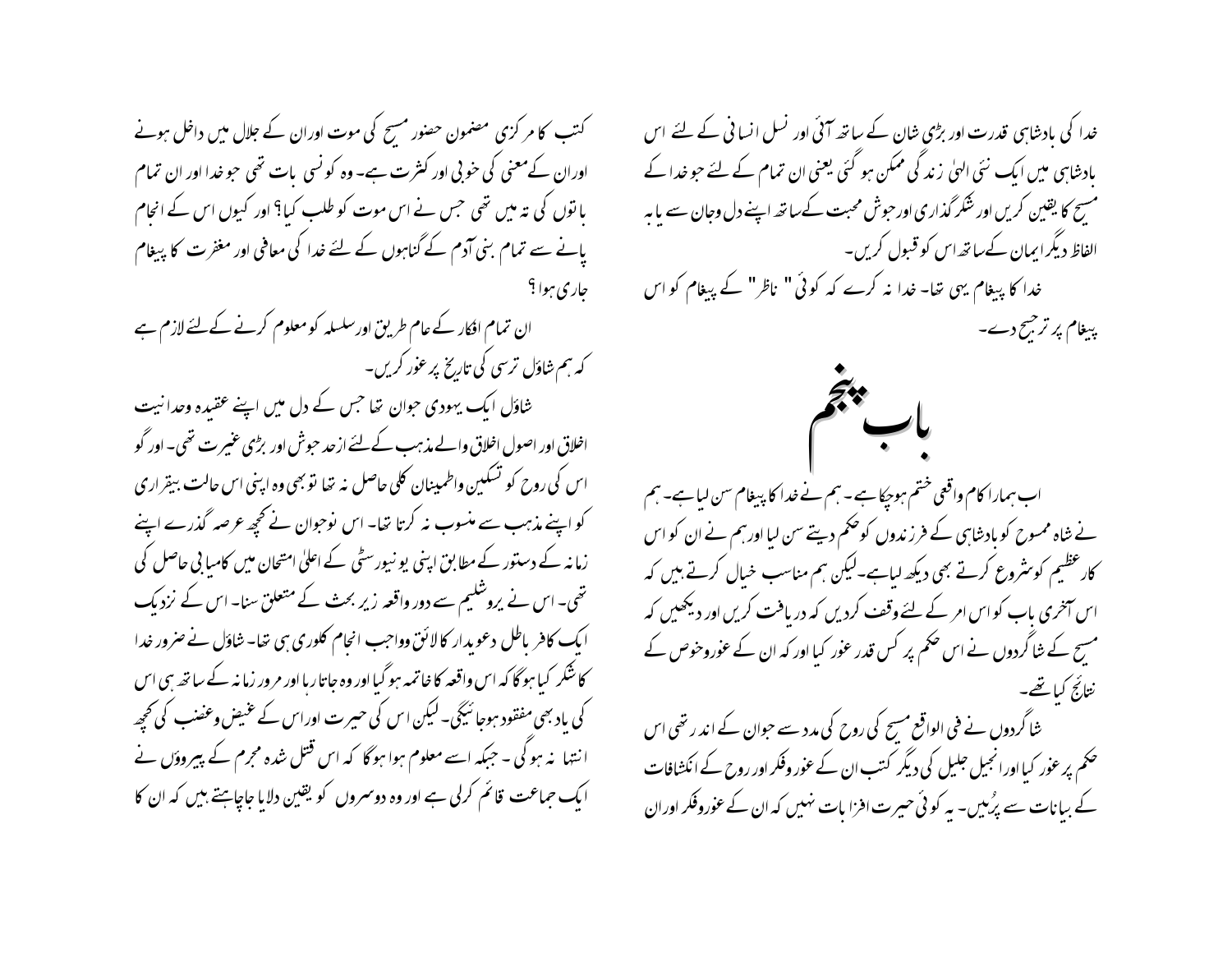خدا کی بادشاہی قدرت اور بڑی شان کے ساتھ آئی اور نسل انسانی کے لئے اس بادشاہی میں ایک نئی الہیٰ زندگی ممکن ہو گئی یعنی ان تمام کے لئے جو خدا کے مسیح کا یقین کریں اور شکر گذاری اورجوش محبت کےساتھ اپنے دل وجان سے یا بہ الفاظ دیگر ایمان کےساتھ اس کو قبول کریں۔

خدا کا پیغام یہی تھا۔ خدا نہ کرے کہ کوئی " ناظر" کے پیغام کو اس پیغام پر ترجیح دے۔

# باب پنجم

اب ہمارا کام واقعی ختم ہوچکا ہے۔ ہم نے خدا کا پیغام سن لیا ہے۔ ہم نے شاہ ممسوح کو بادشاہی کے فرزندوں کو حکم دیتے سن لیا اورہم نے ان کو اس کارعظیم کوشروع کرتے بھی دیکھ لیاہے۔لیکن ہم مناسب خیال کرتے ہیں کہ اس آخری باب کو اس امر کے لئے وقف کردیں کہ دریافت کریں اور دیکھیں کہ مسیح کے شاگردوں نے اس حکم پر کس قدر غور کیا اور کہ ان کے غوروخوص کے نتائج کیا تھے۔

شاگردوں نے فی الواقع مسیح کی روح کی مدد سے جوان کے اندر تھی اس حکم پر غور کیا اورانجیل جلیل کی دیگر کتب ان کے غوروفکر اور روح کے انکشافات کے بیانات سے پرُہیں۔ یہ کوئی حیرت افزا بات نہیں کہ ان کے غوروفکر اوران کتب کا مرکزی مضمون حضور مسیح کی موت اوران کے جلال میں داخل ہونے اوران کے معنی کی خوبی اور کثرت ہے۔ وہ کونسی بات تھی جوخدا اور ان تمام باتوں کی تہ میں تھی جس نے اس موت کو طلب کیا؟ اور کیوں اس کے انجام پانے سے تمام بنی آدم کے گناہوں کے لئے خدا کی معافی اور مغفرت کا پیغام جاری ہوا؟

ان تمام افکار کے عام طریق اورسلسلہ کو معلوم کرنے کےلئے لازم ہے کہ ہم شاؤل ترسی کی تاریخ پر غور کریں۔

شاؤل ایک یہودی جوان تھا جس کے دل میں اپنے عقیدہ وحدانیت اخلاق اور اصول اخلاق والے مذہب کےلئے ازحد جوش اور بڑی غیرت تھی۔ اور گو اس کی روح کو تسکین واطمینان کلی حاصل نہ تھا توبھی وہ اپنی اس حالت بیقراری کو اپنے مذہب سے منسوب نہ کرتا تھا۔ اس نوجوان نے کچھ عرصہ گذرے اپنے زمانہ کے دستور کے مطابق اپنی یونیورسٹی کے اعلیٰ امتحان میں کامیابی حاصل کی تھی۔ اس نے یروشلیم سے دور واقعہ زیر بحث کے متعلق سنا۔ اس کے نزدیک ایک کافر باطل دعویدار کالائق وواجب انجام کلوری ہی تھا۔ شاؤل نے ضرور خدا کا شکر کیا ہوگا کہ اس واقعہ کا خاتمہ ہوگیا اور وہ جاتا رہا اور مرور زمانہ کے ساتھ ہی اس کی یاد بھی مفقود ہوجائیگی۔ لیکن اس کی حیرت اوراس کے غیض وغضب کی کچھ انتہا نہ ہوگی ۔ جبکہ اسے معلوم ہوا ہوگا کہ اس قتل شدہ مجرم کے پیروؤں نے ایک جماعت قائم کرلی ہے اور وہ دوسروں کو یقین دلایا جاچاہتے ہیں کہ ان کا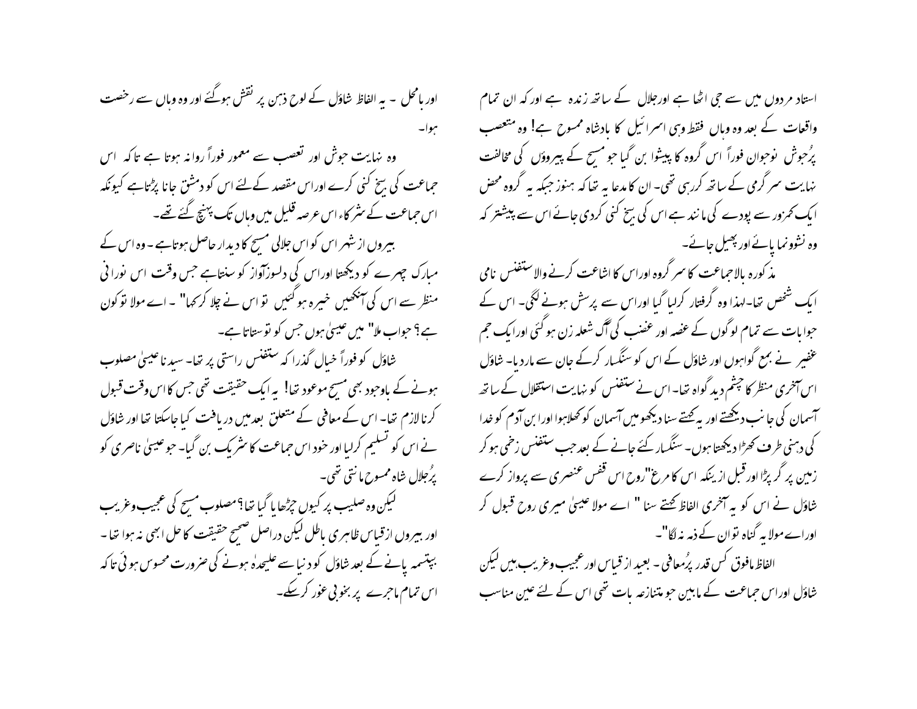استاد مردوں میں سے جی اٹھا ہے اورجلال کے ساتھ زندہ ہے اور کہ ان تمام واقعات کے بعد وہ وہاں فقط وہی اسرائیل کا بادشاہ ممسوح ہے! وہ متعصب پُرجوش نوجوان فوراً اس گروہ کا پیشوا بن گیا جو مسیح کے پیروؤں کی مخالفت نہایت سرگرمی کے ساتھ کررہی تھی۔ ان کا مدعا یہ تھا کہ ہنوز جبکہ یہ گروہ محض ایک کمزور سے پودے کی مانند ہے اس کی بیخ کنی کردی جائے اس سے پیشتر کہ وہ نشوونما پائے اور پھیل جائے۔

مذکورہ بالاجماعت کا سرگروہ اوراس کا اشاعت کرنے والا ستفنس نامی ایک شخص تھا۔لہذا وہ گرفتار کرلیا گیا اوراس سے پرسش ہونے لگی۔ اس کے جوابات سے تمام لوگوں کے غصہ اور غضب کی آگ شعلہ زن ہو گئی اورایک جم غفیر نے بمع گواہوں اور شاؤل کے اس کو سنگسار کرکے جان سے ماردیا۔ شاؤل اس آخری منظر کا چشم دید گواہ تھا۔ اس نے ستفنس کو نہایت استقلال کے ساتھ آسمان کی جانب دیکھتے اور یہ کہتے سنا دیکھومیں آسمان کو کھلاہوا اورابن آدم کو خدا کی دہنی طرف کھڑا دیکھتا ہوں۔ سنگسار کئے جانے کے بعد جب ستفنس زخمی ہو کر زمین پر گر پڑا اورقبل ازینکہ اس کا مرغ"روح اس قفس عنصری سے پرواز کرے شاؤل نے اس کو یہ آخری الفاظ کہتے سنا " اے مولا عیسیٰ میری روح قبول کر اوراے مولا یہ گناہ توان کے ذمہ نہ لگا"۔

الفاظ مافوق کس قدر پُرمعافی ۔ بعید از قیاس اور عجیب وغریب ہیں لیکن شاؤل اوراس جماعت کے مابین جو متنازعہ بات تھی اس کے لئے عین مناسب اور بامحل ۔ یہ الفاظ شاؤل کے لوح ذہن پر نقش ہوگئے اور وہ وہاں سے رخصت ہوا۔

وہ نہایت جوش اور تعصب سے معمور فوراً روانہ ہوتا ہے تاکہ اس جماعت کی بیخ کنی کرے اوراس مقصد کےلئے اس کو دمشق جانا پڑتاہے کیونکہ اس جماعت کے شرکاء اس عرصہ قلیل میں وہاں تک پہنچ گئے تھے۔

بیروں از شہر اس کو اس جلالی مسیح کا دیدار حاصل ہوتاہے ۔ وہ اس کے مبارک چہرے کو دیکھتا اوراس کی دلسوزآواز کو سنتاہے جس وقت اس نورانی منظر سے اس کی آنکھیں خیرہ ہوگئیں تو اس نے چلا کرکہا" ۔ اے مولا تو کون ہے؟ جواب ملا" میں عیسیٰ ہوں جس کو تو ستاتاہے۔

شاؤل کو فوراً خیال گذرا کہ ستفنس راستی پر تھا۔ سیدنا عیسیٰ مصلوب ہونے کے باوجود بھی مسیح موعود تھا! یہ ایک حقیقت تھی جس کا اس وقت قبول کرنا لازم تھا۔ اس کے معافی کے متعلق بعدمیں دریافت کیا جاسکتا تھا اور شاؤل نے اس کو تسلیم کرلیا اور خود اس جماعت کا شریک بن گیا۔ جو عیسیٰ ناصری کو پُرجلال شاہ ممسوح مانتی تھی۔

لیکن وہ صلیب پر کیوں چڑھایا گیا تھا؟ مصلوب مسیح کی عجیب وغریب اور بیروں ازقیاس ظاہری باطل لیکن دراصل صحیح حقیقت کا حل ابھی نہ ہوا تھا۔ بپتسمہ پانے کے بعد شاؤل کو دنیا سے علیحدہ ہونے کی ضرورت محسوس ہوئی تاکہ اس تمام ماجرے پر بخوبی غور کرسکے۔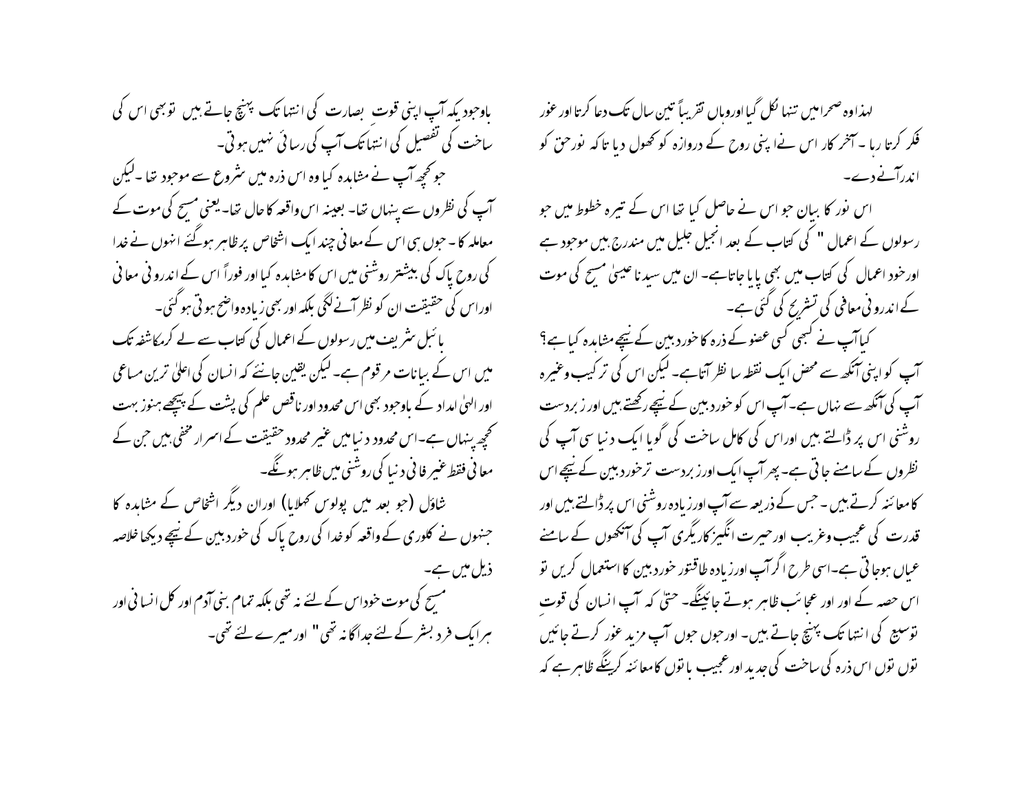لہذا وہ صحرا میں تنہا نکل گیا اور وہاں تقریباً تین سال تک دعا کرتا اور غور فکر کرتا رہا ۔ آخر کار اس نے اپنی روح کے دروازہ کو کھول دیا تا کہ نور حق کو اندر آنے دے۔

اس نور کا بیان جو اس نے حاصل کیا تھا اس کے تیرہ خطوط میں جو رسولوں کے اعمال " کی کتاب کے بعد انجیل جلیل میں مندرج ہیں موجود ہے اور خود اعمال کی کتاب میں بھی پایا جاتاہے۔ ان میں سیدنا عیسیٰ مسیح کی موت کے اندرونی معافی کی تشریح کی گئی ہے۔

کیا آپ نے کبھی کسی عضو کے ذرہ کا خوردبین کے نیچے مشاہدہ کیا ہے؟ آپ کو اپنی آنکھ سے محض ایک نقطہ سا نظر آتاہے۔ لیکن اس کی ترکیب وغیرہ آپ کی آنکھ سے نہاں ہے۔ آپ اس کو خوردبین کے نیچے رکھتے ہیں اور زبردست روشنی اس پر ڈالتے ہیں اور اس کی کامل ساخت کی گویا ایک دنیا سی آپ کی نظروں کے سامنے جاتی ہے۔ پھر آپ ایک اور زبردست تر خوردبین کے نیچے اس کا معائنہ کرتے ہیں ۔ جس کے ذریعہ سے آپ اور زیادہ روشنی اس پر ڈالتے ہیں اور قدرت کی عجیب وغریب اور حیرت انگیز کاریگری آپ کی آنکھوں کے سامنے عیاں ہوجاتی ہے۔ اسی طرح اگر آپ اور زیادہ طاقتور خوردبین کا استعمال کریں تو اس حصہ کے اور اور عجائب ظاہر ہوتے جائینگے۔ حتیٰ کہ آپ انسان کی قوت توسیع کی انتہا تک پہنچ جاتے ہیں۔ اور جوں جوں آپ مزید غور کرتے جائیں توں توں اس ذرہ کی ساخت کی جدید اور عجیب باتوں کا معائنہ کرینگے ظاہر ہے کہ باوجود یکہ آپ اپنی قوت بصارت کی انتہا تک پہنچ جاتے ہیں تو بھی اس کی ساخت کی تفصیل کی انتہا تک آپ کی رسائی نہیں ہوتی۔

جو کچھ آپ نے مشاہدہ کیا وہ اس ذرہ میں شروع سے موجود تھا ۔ لیکن آپ کی نظروں سے پنہاں تھا۔ بعینہ اس واقعہ کا حال تھا۔ یعنی مسیح کی موت کے معاملہ کا ۔ جوں ہی اس کے معانی چند ایک اشخاص پر ظاہر ہوگئے انہوں نے خدا کی روح پاک کی بیشتر روشنی میں اس کا مشاہدہ کیا اور فوراً اس کے اندرونی معانی اور اس کی حقیقت ان کو نظر آنے لگی بلکہ اور بھی زیادہ واضح ہوتی ہوگئی۔

بائبل شریف میں رسولوں کے اعمال کی کتاب سے لے کر مکاشفہ تک میں اس کے بیانات مرقوم ہے۔ لیکن یقین جانئے کہ انسان کی اعلیٰ ترین مساعی اور الہیٰ امداد کے باوجود بھی اس محدود اور ناقص علم کی پشت کے پیچھے ہنوز بہت کچھ پنہاں ہے۔ اس محدود دنیا میں غیر محدود حقیقت کے اسرار مخفی ہیں جن کے معانی فقط غیر فانی دنیا کی روشنی میں ظاہر ہونگے۔

شاؤل (جو بعد میں پولوس کہلایا) اور ان دیگر اشخاص کے مشاہدہ کا جنہوں نے کلوری کے واقعہ کو خدا کی روح پاک کی خوردبین کے نیچے دیکھا خلاصہ ذیل میں ہے۔

مسیح کی موت خود اس کے لئے نہ تھی بلکہ تمام بنی آدم اور کل انسانی اور ہر ایک فرد بشر کے لئے جداگانہ تھی" اور میرے لئے تھی۔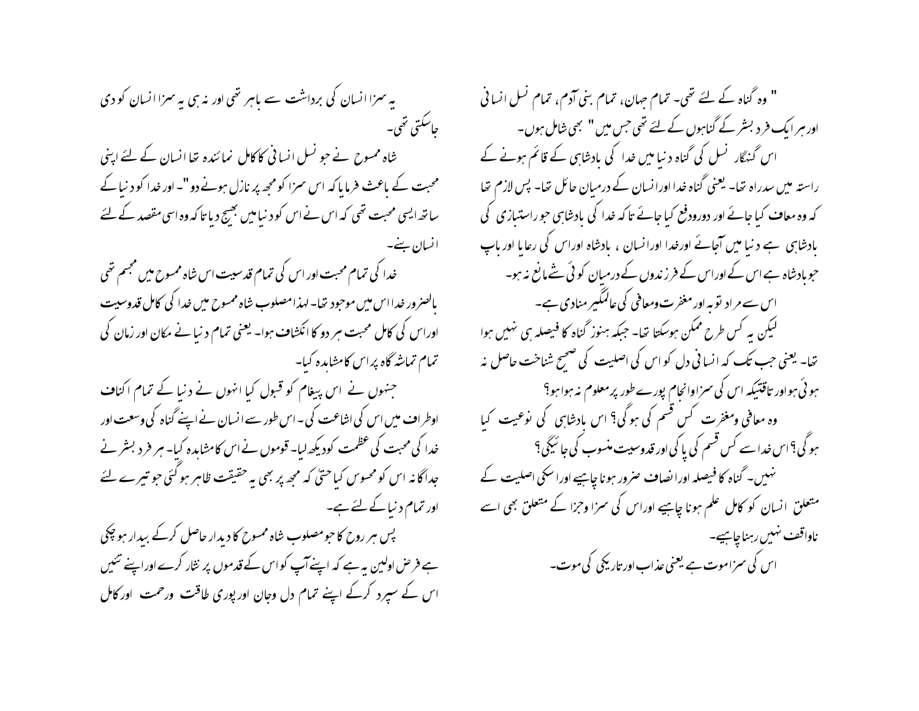" وہ گناہ کے لئے تھی۔ تمام جہان، تمام بنی آدم، تمام نسل انسانی اور ہر ایک فرد بشر کے گناہوں کے لئے تھی جس میں" بھی شامل ہوں۔

اس گنہگار نسل کی گناہ دنیا میں خدا کی بادشاہی کے قائم ہونے کے راستہ میں سدراہ تھا۔ یعنی گناہ خدا اور انسان کے درمیان حائل تھا۔ پس لازم تھا کہ وہ معاف کیا جائے اور دورودفع کیا جائے تا کہ خدا کی بادشاہی جو راستبازی کی بادشاہی ہے دنیا میں آجائے اور خدا اور انسان ، بادشاہ اور اس کی رعایا اور باپ جو بادشاہ ہے اس کے اور اس کے فرزندوں کے درمیان کوئی شے مانع نہ ہو۔

اس سے مراد توبہ اور مغفرت ومعافی کی عالمگیر منادی ہے۔

لیکن یہ کس طرح ممکن ہوسکتا تھا۔ جبکہ ہنوز گناہ کا فیصلہ ہی نہیں ہوا تھا۔ یعنی جب تک کہ انسانی دل کو اس کی اصلیت کی صحیح شناخت حاصل نہ ہوئی ہو اور تاقتیکہ اس کی سزا وانجام پورے طور پر معلوم نہ ہوا ہو؟

وہ معافی ومغفرت کس قسم کی ہوگی؟ اس بادشاہی کی نوعیت کیا ہوگی؟ اس خدا سے کس قسم کی پاکی اور قدوسیت منسوب کی جائیگی؟

نہیں۔ گناہ کا فیصلہ اور انصاف ضرور ہونا چاہیے اور اسکی اصلیت کے متعلق انسان کو کامل علم ہونا چاہیے اور اس کی سزا وجزا کے متعلق بھی اسے ناواقف نہیں رہنا چاہیے۔

اس کی سزا موت ہے یعنی عذاب اور تاریکی کی موت۔

یہ سزا انسان کی برداشت سے باہر تھی اور نہ ہی یہ سزا انسان کو دی جاسکتی تھی۔

شاہ ممسوح نے جو نسل انسانی کا کامل نمائندہ تھا انسان کے لئے اپنی محبت کے باعث فرمایا کہ اس سزا کو مجھ پر نازل ہونے دو"۔ اور خدا کو دنیا کے ساتھ ایسی محبت تھی کہ اس نے اس کو دنیا میں بھیج دیا تا کہ وہ اسی مقصد کے لئے انسان بنے۔

خدا کی تمام محبت اور اس کی تمام قدسیت اس شاہ ممسوح میں مجسم تھی بالضرور خدا اس میں موجود تھا۔ لہذا مصلوب شاہ ممسوح میں خدا کی کامل قدوسیت اور اس کی کامل محبت ہر دو کا انکشاف ہوا۔ یعنی تمام دنیا نے مکان اور زمان کی تمام تماشہ گاہ پر اس کا مشاہدہ کیا۔

جنہوں نے اس پیغام کو قبول کیا انہوں نے دنیا کے تمام اکناف واطراف میں اس کی اشاعت کی۔ اس طور سے انسان نے اپنے گناہ کی وسعت اور خدا کی محبت کی عظمت کو دیکھ لیا۔ قوموں نے اس کا مشاہدہ کیا۔ ہر فرد بشر نے جداگانہ اس کو محسوس کیا حتیٰ کہ مجھ پر بھی یہ حقیقت ظاہر ہوگئی جو تیرے لئے اور تمام دنیا کے لئے ہے۔

پس ہر روح کا جو مصلوب شاہ ممسوح کا دیدار حاصل کرکے بیدار ہوچکی ہے فرض اولین یہ ہے کہ اپنے آپ کو اس کے قدموں پر نثار کرے اور اپنے تئیں اس کے سپرد کرکے اپنے تمام دل وجان اور پوری طاقت ورحمت اور کامل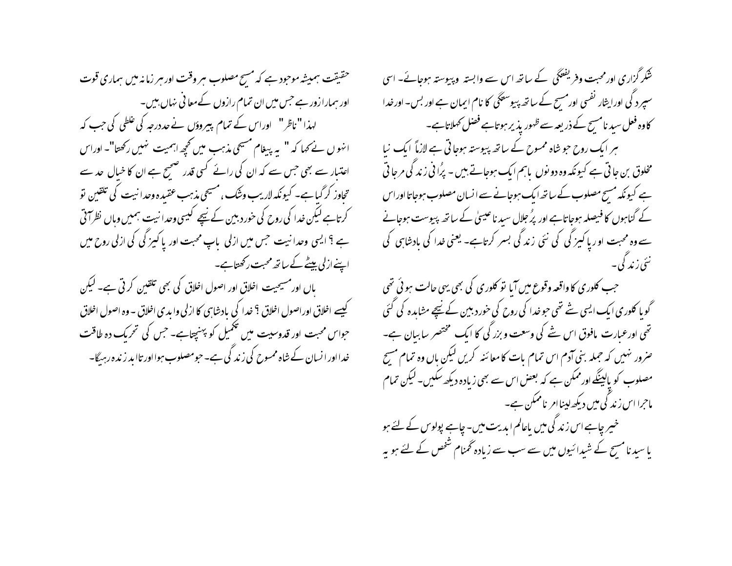شکر گزاری اور محبت وفریفتگی کے ساتھ اس سے وابستہ وپیوستہ ہوجائے۔ اسی سپردگی اور ایثار نفسی اور مسیح کے ساتھ پیوستگی کا نام ایمان ہے اور بس۔ اور خدا کا وہ فعل سید نا مسیح کے ذریعہ سے ظہور پذیر ہوتا ہے فضل کہلاتا ہے۔

ہر ایک روح جو شاہ ممسوح کے ساتھ پیوستہ ہوجاتی ہے لازماً ایک نیا مخلوق بن جاتی ہے کیونکہ وہ دونوں باہم ایک ہوجاتے ہیں۔ پُرانی زندگی مرجاتی ہے کیونکہ مسیح مصلوب کے ساتھ ایک ہوجانے سے انسان مصلوب ہوجاتا اور اس کے گناہوں کا فیصلہ ہوجاتا ہے اور پُرجلال سید نا عیسیٰ کے ساتھ پیوست ہوجانے سے وہ محبت اور پاکیزگی کی نئی زندگی بسر کرتا ہے۔ یعنی خدا کی بادشاہی کی نئی زندگی۔

جب کلوری کا واقعہ وقوع میں آیا تو کلوری کی بھی یہی حالت ہوئی تھی گویا کلوری ایک ایسی شے تھی جو خدا کی روح کی خوردبین کے نیچے مشاہدہ کی گئی تھی اور عبارت مافوق اس شے کی وسعت وبزرگی کا ایک مختصر سا بیان ہے۔ ضرور نہیں کہ جملہ بنی آدم اس تمام بات کا معائنہ کریں لیکن ہاں وہ تمام مسیح مصلوب کو پالینگے اور ممکن ہے کہ بعض اس سے بھی زیادہ دیکھ سکیں۔ لیکن تمام ماجرا اس زندگی میں دیکھ لینا امر ناممکن ہے۔

خیر چاہے اس زندگی میں یا عالم ابدیت میں۔ چاہے پولوس کے لئے ہو یا سید نا مسیح کے شیدائیوں میں سے سب سے زیادہ گمنام شخص کے لئے ہو یہ حقیقت ہمیشہ موجود ہے کہ مسیح مصلوب ہر وقت اور ہر زمانہ میں ہماری قوت اور ہمارا زور ہے جس میں ان تمام رازوں کے معانی نہاں ہیں۔

لہذا "ناظر" اور اس کے تمام پیروؤں نے حددرجہ کی غلطی کی جب کہ انہوں نے کہا کہ " یہ پیغام مسیحی مذہب میں کچھ اہمیت نہیں رکھتا"۔ اور اس اعتبار سے بھی جس سے کہ ان کی رائے کسی قدر صحیح ہے ان کا خیال حد سے تجاوز کر گیا ہے۔ کیونکہ لاریب وشک، مسیحی مذہب عقیدہ وحدانیت کی تلقین تو کرتا ہے لیکن خدا کی روح کی خوردبین کے نیچے کیسی وحدانیت ہمیں وہاں نظر آتی ہے ؟ ایسی وحدانیت جس میں ازلی باپ محبت اور پاکیزگی کی ازلی روح میں اپنے ازلی بیٹے کے ساتھ محبت رکھتا ہے۔

ہاں اور مسیحیت اخلاق اور اصول اخلاق کی بھی تلقین کرتی ہے۔ لیکن کیسے اخلاق اور اصول اخلاق ؟ خدا کی بادشاہی کا ازلی وابدی اخلاق ۔ وہ اصول اخلاق جو اس محبت اور قدوسیت میں تکمیل کو پہنچتا ہے۔ جس کی تحریک دہ طاقت خدا اور انسان کے شاہ ممسوح کی زندگی ہے۔ جو مصلوب ہوا اور تاابد زندہ رہیگا۔